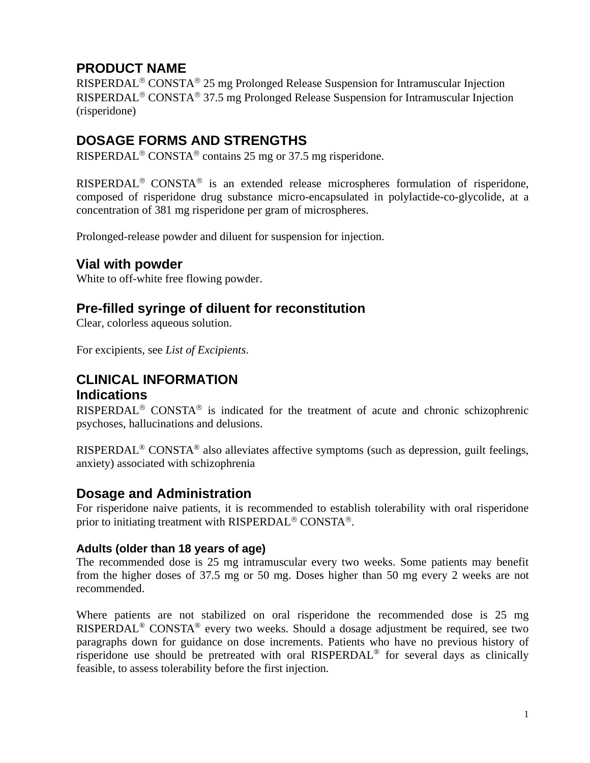## PRODUCT NAME

RISPERDAL® CONSTA® 25 mg Prolonged Release Suspension for Intramuscular Injection
RISPERDAL® CONSTA® 37.5 mg Prolonged Release Suspension for Intramuscular Injection
(risperidone)

## DOSAGE FORMS AND STRENGTHS

RISPERDAL® CONSTA® contains 25 mg or 37.5 mg risperidone.

RISPERDAL® CONSTA® is an extended release microspheres formulation of risperidone, composed of risperidone drug substance micro-encapsulated in polylactide-co-glycolide, at a concentration of 381 mg risperidone per gram of microspheres.

Prolonged-release powder and diluent for suspension for injection.

### Vial with powder

White to off-white free flowing powder.

### Pre-filled syringe of diluent for reconstitution

Clear, colorless aqueous solution.

For excipients, see *List of Excipients*.

## CLINICAL INFORMATION

### Indications

RISPERDAL® CONSTA® is indicated for the treatment of acute and chronic schizophrenic psychoses, hallucinations and delusions.

RISPERDAL® CONSTA® also alleviates affective symptoms (such as depression, guilt feelings, anxiety) associated with schizophrenia

### Dosage and Administration

For risperidone naive patients, it is recommended to establish tolerability with oral risperidone prior to initiating treatment with RISPERDAL® CONSTA®.

#### Adults (older than 18 years of age)

The recommended dose is 25 mg intramuscular every two weeks. Some patients may benefit from the higher doses of 37.5 mg or 50 mg. Doses higher than 50 mg every 2 weeks are not recommended.

Where patients are not stabilized on oral risperidone the recommended dose is 25 mg RISPERDAL® CONSTA® every two weeks. Should a dosage adjustment be required, see two paragraphs down for guidance on dose increments. Patients who have no previous history of risperidone use should be pretreated with oral RISPERDAL® for several days as clinically feasible, to assess tolerability before the first injection.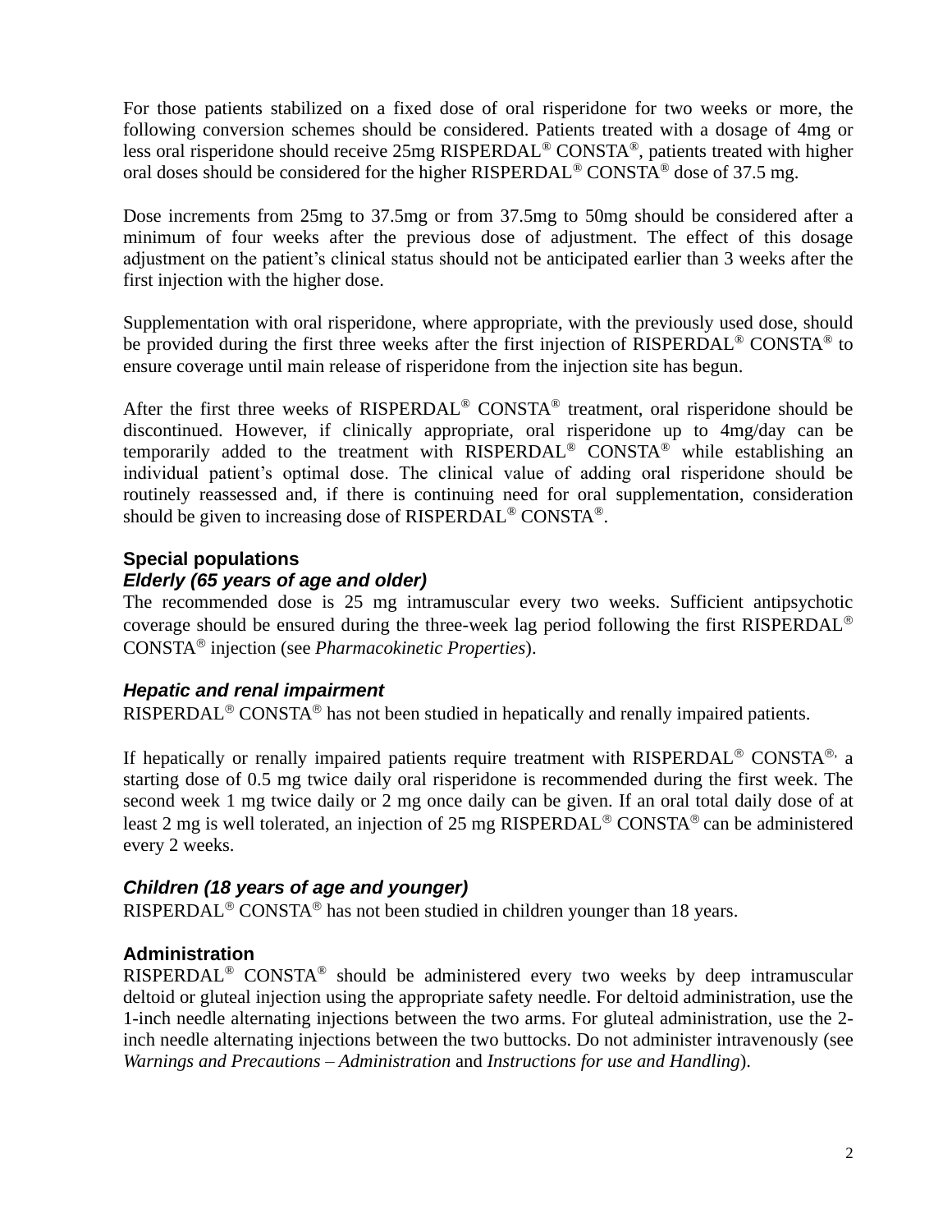For those patients stabilized on a fixed dose of oral risperidone for two weeks or more, the following conversion schemes should be considered. Patients treated with a dosage of 4mg or less oral risperidone should receive 25mg RISPERDAL® CONSTA®, patients treated with higher oral doses should be considered for the higher RISPERDAL® CONSTA® dose of 37.5 mg.

Dose increments from 25mg to 37.5mg or from 37.5mg to 50mg should be considered after a minimum of four weeks after the previous dose of adjustment. The effect of this dosage adjustment on the patient's clinical status should not be anticipated earlier than 3 weeks after the first injection with the higher dose.

Supplementation with oral risperidone, where appropriate, with the previously used dose, should be provided during the first three weeks after the first injection of RISPERDAL® CONSTA® to ensure coverage until main release of risperidone from the injection site has begun.

After the first three weeks of RISPERDAL® CONSTA® treatment, oral risperidone should be discontinued. However, if clinically appropriate, oral risperidone up to 4mg/day can be temporarily added to the treatment with RISPERDAL® CONSTA® while establishing an individual patient's optimal dose. The clinical value of adding oral risperidone should be routinely reassessed and, if there is continuing need for oral supplementation, consideration should be given to increasing dose of RISPERDAL® CONSTA®.

## Special populations

### *Elderly (65 years of age and older)*

The recommended dose is 25 mg intramuscular every two weeks. Sufficient antipsychotic coverage should be ensured during the three-week lag period following the first RISPERDAL® CONSTA® injection (see *Pharmacokinetic Properties*).

### *Hepatic and renal impairment*

RISPERDAL® CONSTA® has not been studied in hepatically and renally impaired patients.

If hepatically or renally impaired patients require treatment with RISPERDAL® CONSTA®, a starting dose of 0.5 mg twice daily oral risperidone is recommended during the first week. The second week 1 mg twice daily or 2 mg once daily can be given. If an oral total daily dose of at least 2 mg is well tolerated, an injection of 25 mg RISPERDAL® CONSTA® can be administered every 2 weeks.

### *Children (18 years of age and younger)*

RISPERDAL® CONSTA® has not been studied in children younger than 18 years.

## Administration

RISPERDAL® CONSTA® should be administered every two weeks by deep intramuscular deltoid or gluteal injection using the appropriate safety needle. For deltoid administration, use the 1-inch needle alternating injections between the two arms. For gluteal administration, use the 2-inch needle alternating injections between the two buttocks. Do not administer intravenously (see *Warnings and Precautions – Administration* and *Instructions for use and Handling*).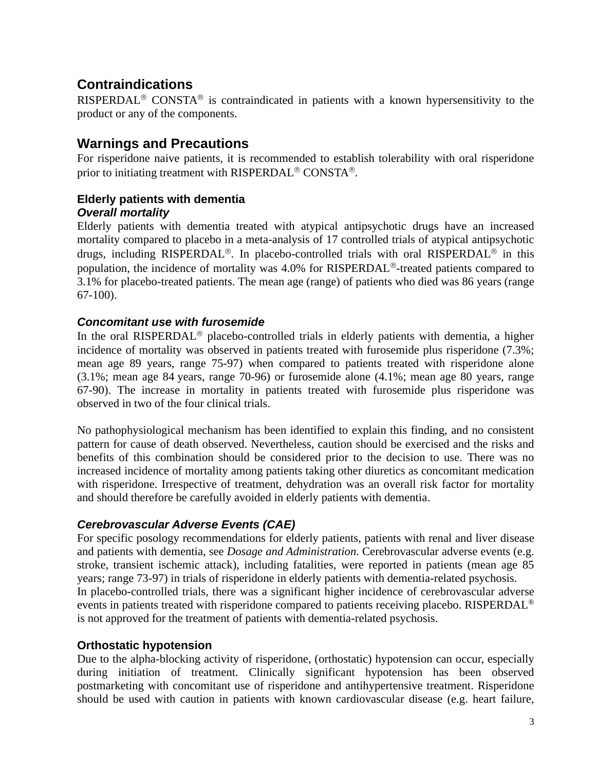## Contraindications

RISPERDAL® CONSTA® is contraindicated in patients with a known hypersensitivity to the product or any of the components.

## Warnings and Precautions

For risperidone naive patients, it is recommended to establish tolerability with oral risperidone prior to initiating treatment with RISPERDAL® CONSTA®.

### Elderly patients with dementia

#### *Overall mortality*

Elderly patients with dementia treated with atypical antipsychotic drugs have an increased mortality compared to placebo in a meta-analysis of 17 controlled trials of atypical antipsychotic drugs, including RISPERDAL®. In placebo-controlled trials with oral RISPERDAL® in this population, the incidence of mortality was 4.0% for RISPERDAL®-treated patients compared to 3.1% for placebo-treated patients. The mean age (range) of patients who died was 86 years (range 67-100).

#### *Concomitant use with furosemide*

In the oral RISPERDAL® placebo-controlled trials in elderly patients with dementia, a higher incidence of mortality was observed in patients treated with furosemide plus risperidone (7.3%; mean age 89 years, range 75-97) when compared to patients treated with risperidone alone (3.1%; mean age 84 years, range 70-96) or furosemide alone (4.1%; mean age 80 years, range 67-90). The increase in mortality in patients treated with furosemide plus risperidone was observed in two of the four clinical trials.

No pathophysiological mechanism has been identified to explain this finding, and no consistent pattern for cause of death observed. Nevertheless, caution should be exercised and the risks and benefits of this combination should be considered prior to the decision to use. There was no increased incidence of mortality among patients taking other diuretics as concomitant medication with risperidone. Irrespective of treatment, dehydration was an overall risk factor for mortality and should therefore be carefully avoided in elderly patients with dementia.

#### *Cerebrovascular Adverse Events (CAE)*

For specific posology recommendations for elderly patients, patients with renal and liver disease and patients with dementia, see *Dosage and Administration*. Cerebrovascular adverse events (e.g. stroke, transient ischemic attack), including fatalities, were reported in patients (mean age 85 years; range 73-97) in trials of risperidone in elderly patients with dementia-related psychosis.
In placebo-controlled trials, there was a significant higher incidence of cerebrovascular adverse events in patients treated with risperidone compared to patients receiving placebo. RISPERDAL® is not approved for the treatment of patients with dementia-related psychosis.

### Orthostatic hypotension

Due to the alpha-blocking activity of risperidone, (orthostatic) hypotension can occur, especially during initiation of treatment. Clinically significant hypotension has been observed postmarketing with concomitant use of risperidone and antihypertensive treatment. Risperidone should be used with caution in patients with known cardiovascular disease (e.g. heart failure,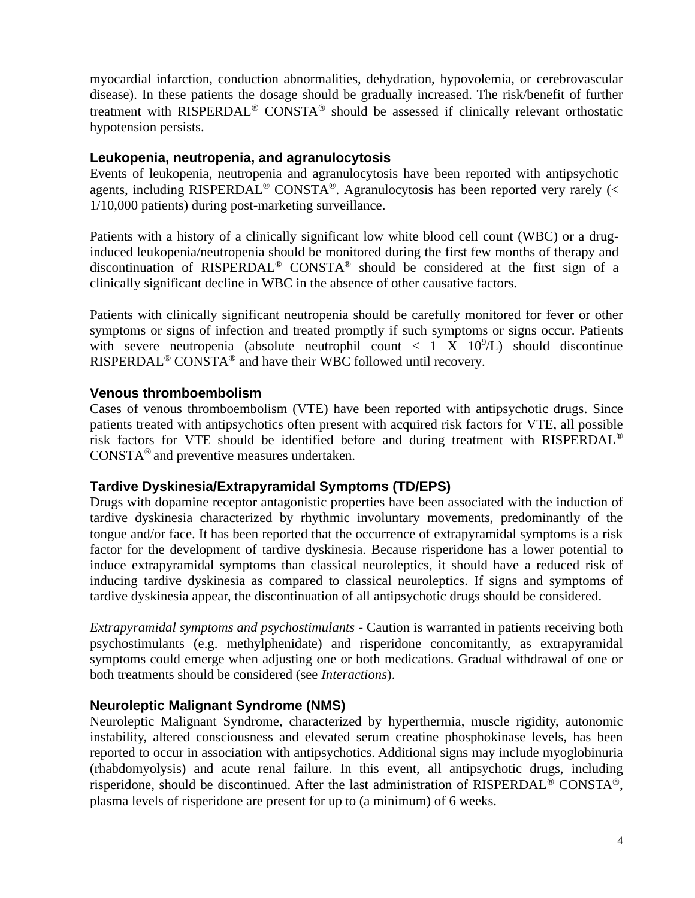myocardial infarction, conduction abnormalities, dehydration, hypovolemia, or cerebrovascular disease). In these patients the dosage should be gradually increased. The risk/benefit of further treatment with RISPERDAL® CONSTA® should be assessed if clinically relevant orthostatic hypotension persists.

### Leukopenia, neutropenia, and agranulocytosis

Events of leukopenia, neutropenia and agranulocytosis have been reported with antipsychotic agents, including RISPERDAL® CONSTA®. Agranulocytosis has been reported very rarely (< 1/10,000 patients) during post-marketing surveillance.

Patients with a history of a clinically significant low white blood cell count (WBC) or a drug-induced leukopenia/neutropenia should be monitored during the first few months of therapy and discontinuation of RISPERDAL® CONSTA® should be considered at the first sign of a clinically significant decline in WBC in the absence of other causative factors.

Patients with clinically significant neutropenia should be carefully monitored for fever or other symptoms or signs of infection and treated promptly if such symptoms or signs occur. Patients with severe neutropenia (absolute neutrophil count < 1 X $10^9$/L) should discontinue RISPERDAL® CONSTA® and have their WBC followed until recovery.

### Venous thromboembolism

Cases of venous thromboembolism (VTE) have been reported with antipsychotic drugs. Since patients treated with antipsychotics often present with acquired risk factors for VTE, all possible risk factors for VTE should be identified before and during treatment with RISPERDAL® CONSTA® and preventive measures undertaken.

### Tardive Dyskinesia/Extrapyramidal Symptoms (TD/EPS)

Drugs with dopamine receptor antagonistic properties have been associated with the induction of tardive dyskinesia characterized by rhythmic involuntary movements, predominantly of the tongue and/or face. It has been reported that the occurrence of extrapyramidal symptoms is a risk factor for the development of tardive dyskinesia. Because risperidone has a lower potential to induce extrapyramidal symptoms than classical neuroleptics, it should have a reduced risk of inducing tardive dyskinesia as compared to classical neuroleptics. If signs and symptoms of tardive dyskinesia appear, the discontinuation of all antipsychotic drugs should be considered.

*Extrapyramidal symptoms and psychostimulants* - Caution is warranted in patients receiving both psychostimulants (e.g. methylphenidate) and risperidone concomitantly, as extrapyramidal symptoms could emerge when adjusting one or both medications. Gradual withdrawal of one or both treatments should be considered (see *Interactions*).

### Neuroleptic Malignant Syndrome (NMS)

Neuroleptic Malignant Syndrome, characterized by hyperthermia, muscle rigidity, autonomic instability, altered consciousness and elevated serum creatine phosphokinase levels, has been reported to occur in association with antipsychotics. Additional signs may include myoglobinuria (rhabdomyolysis) and acute renal failure. In this event, all antipsychotic drugs, including risperidone, should be discontinued. After the last administration of RISPERDAL® CONSTA®, plasma levels of risperidone are present for up to (a minimum) of 6 weeks.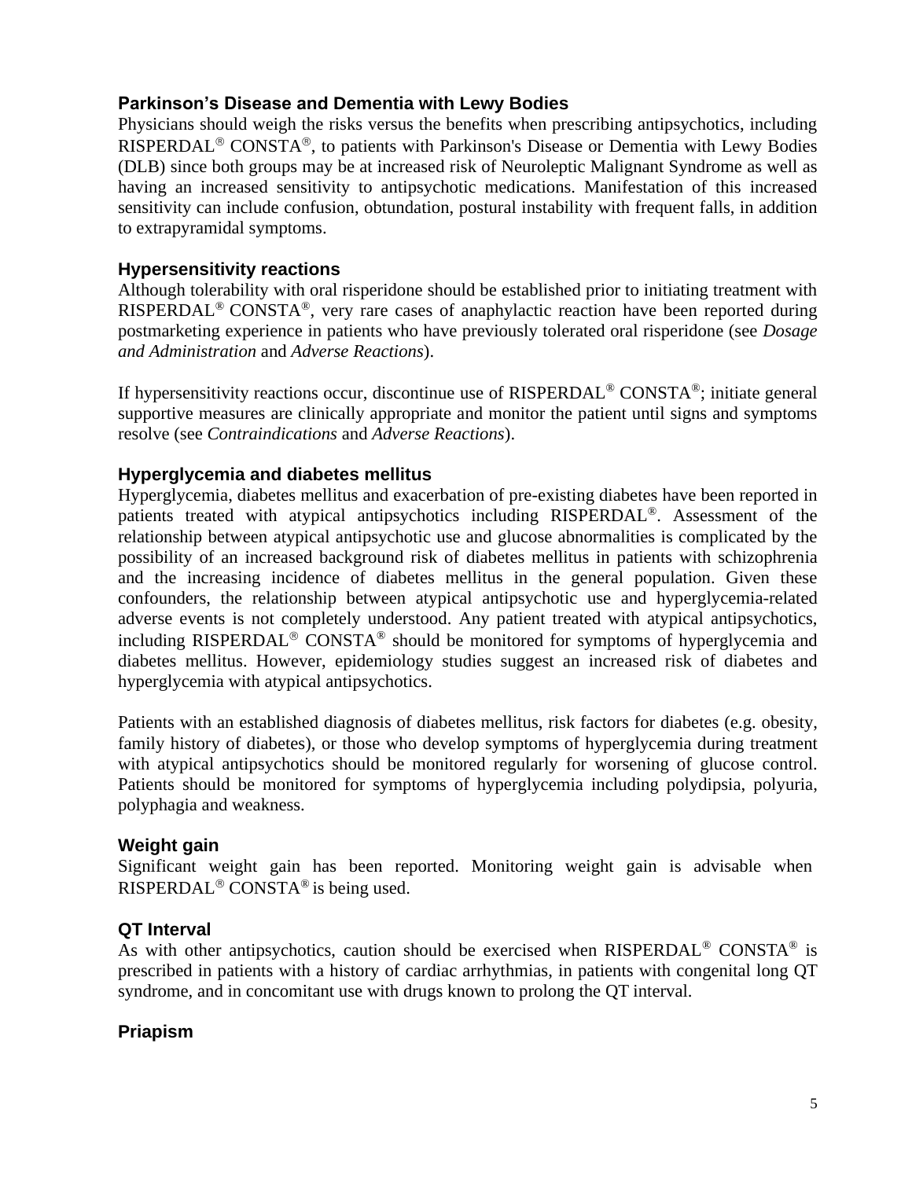### Parkinson's Disease and Dementia with Lewy Bodies

Physicians should weigh the risks versus the benefits when prescribing antipsychotics, including RISPERDAL® CONSTA®, to patients with Parkinson's Disease or Dementia with Lewy Bodies (DLB) since both groups may be at increased risk of Neuroleptic Malignant Syndrome as well as having an increased sensitivity to antipsychotic medications. Manifestation of this increased sensitivity can include confusion, obtundation, postural instability with frequent falls, in addition to extrapyramidal symptoms.

### Hypersensitivity reactions

Although tolerability with oral risperidone should be established prior to initiating treatment with RISPERDAL® CONSTA®, very rare cases of anaphylactic reaction have been reported during postmarketing experience in patients who have previously tolerated oral risperidone (see *Dosage and Administration* and *Adverse Reactions*).

If hypersensitivity reactions occur, discontinue use of RISPERDAL® CONSTA®; initiate general supportive measures are clinically appropriate and monitor the patient until signs and symptoms resolve (see *Contraindications* and *Adverse Reactions*).

### Hyperglycemia and diabetes mellitus

Hyperglycemia, diabetes mellitus and exacerbation of pre-existing diabetes have been reported in patients treated with atypical antipsychotics including RISPERDAL®. Assessment of the relationship between atypical antipsychotic use and glucose abnormalities is complicated by the possibility of an increased background risk of diabetes mellitus in patients with schizophrenia and the increasing incidence of diabetes mellitus in the general population. Given these confounders, the relationship between atypical antipsychotic use and hyperglycemia-related adverse events is not completely understood. Any patient treated with atypical antipsychotics, including RISPERDAL® CONSTA® should be monitored for symptoms of hyperglycemia and diabetes mellitus. However, epidemiology studies suggest an increased risk of diabetes and hyperglycemia with atypical antipsychotics.

Patients with an established diagnosis of diabetes mellitus, risk factors for diabetes (e.g. obesity, family history of diabetes), or those who develop symptoms of hyperglycemia during treatment with atypical antipsychotics should be monitored regularly for worsening of glucose control. Patients should be monitored for symptoms of hyperglycemia including polydipsia, polyuria, polyphagia and weakness.

### Weight gain

Significant weight gain has been reported. Monitoring weight gain is advisable when RISPERDAL® CONSTA® is being used.

### QT Interval

As with other antipsychotics, caution should be exercised when RISPERDAL® CONSTA® is prescribed in patients with a history of cardiac arrhythmias, in patients with congenital long QT syndrome, and in concomitant use with drugs known to prolong the QT interval.

### Priapism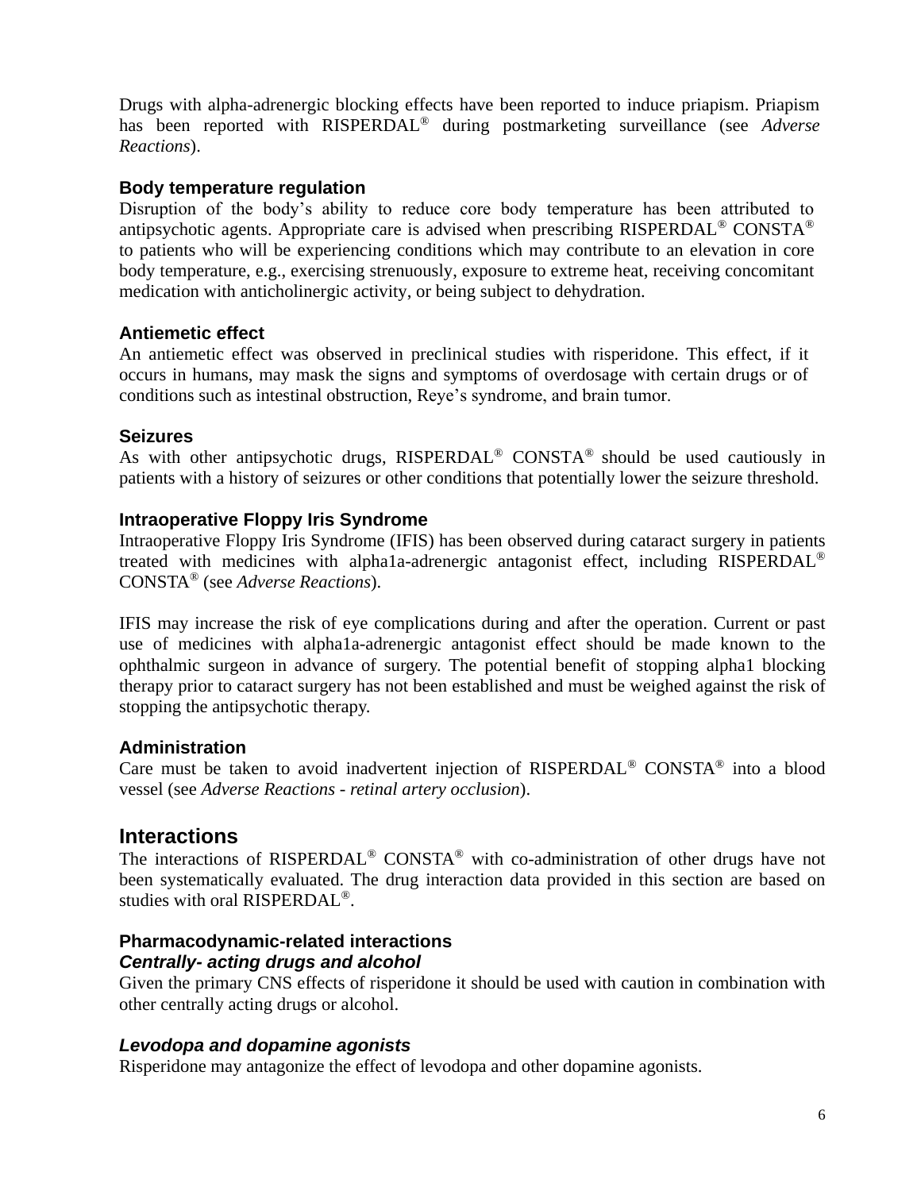Drugs with alpha-adrenergic blocking effects have been reported to induce priapism. Priapism has been reported with RISPERDAL® during postmarketing surveillance (see *Adverse Reactions*).

### Body temperature regulation

Disruption of the body's ability to reduce core body temperature has been attributed to antipsychotic agents. Appropriate care is advised when prescribing RISPERDAL® CONSTA® to patients who will be experiencing conditions which may contribute to an elevation in core body temperature, e.g., exercising strenuously, exposure to extreme heat, receiving concomitant medication with anticholinergic activity, or being subject to dehydration.

### Antiemetic effect

An antiemetic effect was observed in preclinical studies with risperidone. This effect, if it occurs in humans, may mask the signs and symptoms of overdosage with certain drugs or of conditions such as intestinal obstruction, Reye's syndrome, and brain tumor.

### Seizures

As with other antipsychotic drugs, RISPERDAL® CONSTA® should be used cautiously in patients with a history of seizures or other conditions that potentially lower the seizure threshold.

### Intraoperative Floppy Iris Syndrome

Intraoperative Floppy Iris Syndrome (IFIS) has been observed during cataract surgery in patients treated with medicines with alpha1a-adrenergic antagonist effect, including RISPERDAL® CONSTA® (see *Adverse Reactions*).

IFIS may increase the risk of eye complications during and after the operation. Current or past use of medicines with alpha1a-adrenergic antagonist effect should be made known to the ophthalmic surgeon in advance of surgery. The potential benefit of stopping alpha1 blocking therapy prior to cataract surgery has not been established and must be weighed against the risk of stopping the antipsychotic therapy.

### Administration

Care must be taken to avoid inadvertent injection of RISPERDAL® CONSTA® into a blood vessel (see *Adverse Reactions - retinal artery occlusion*).

## Interactions

The interactions of RISPERDAL® CONSTA® with co-administration of other drugs have not been systematically evaluated. The drug interaction data provided in this section are based on studies with oral RISPERDAL®.

### Pharmacodynamic-related interactions

#### *Centrally- acting drugs and alcohol*

Given the primary CNS effects of risperidone it should be used with caution in combination with other centrally acting drugs or alcohol.

#### *Levodopa and dopamine agonists*

Risperidone may antagonize the effect of levodopa and other dopamine agonists.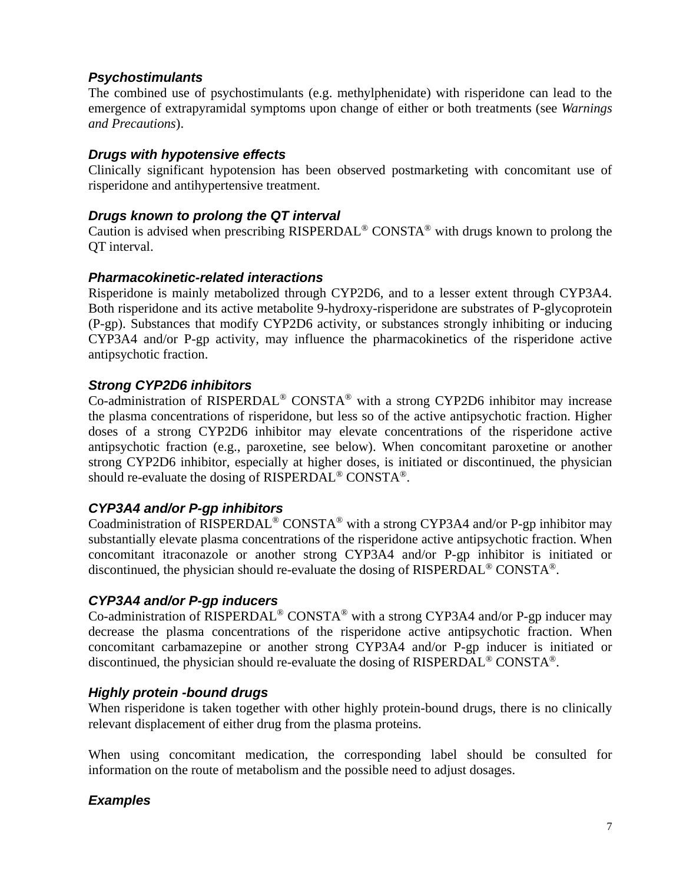### *Psychostimulants*

The combined use of psychostimulants (e.g. methylphenidate) with risperidone can lead to the emergence of extrapyramidal symptoms upon change of either or both treatments (see *Warnings and Precautions*).

### *Drugs with hypotensive effects*

Clinically significant hypotension has been observed postmarketing with concomitant use of risperidone and antihypertensive treatment.

### *Drugs known to prolong the QT interval*

Caution is advised when prescribing RISPERDAL® CONSTA® with drugs known to prolong the QT interval.

### *Pharmacokinetic-related interactions*

Risperidone is mainly metabolized through CYP2D6, and to a lesser extent through CYP3A4. Both risperidone and its active metabolite 9-hydroxy-risperidone are substrates of P-glycoprotein (P-gp). Substances that modify CYP2D6 activity, or substances strongly inhibiting or inducing CYP3A4 and/or P-gp activity, may influence the pharmacokinetics of the risperidone active antipsychotic fraction.

### *Strong CYP2D6 inhibitors*

Co-administration of RISPERDAL® CONSTA® with a strong CYP2D6 inhibitor may increase the plasma concentrations of risperidone, but less so of the active antipsychotic fraction. Higher doses of a strong CYP2D6 inhibitor may elevate concentrations of the risperidone active antipsychotic fraction (e.g., paroxetine, see below). When concomitant paroxetine or another strong CYP2D6 inhibitor, especially at higher doses, is initiated or discontinued, the physician should re-evaluate the dosing of RISPERDAL® CONSTA®.

### *CYP3A4 and/or P-gp inhibitors*

Coadministration of RISPERDAL® CONSTA® with a strong CYP3A4 and/or P-gp inhibitor may substantially elevate plasma concentrations of the risperidone active antipsychotic fraction. When concomitant itraconazole or another strong CYP3A4 and/or P-gp inhibitor is initiated or discontinued, the physician should re-evaluate the dosing of RISPERDAL® CONSTA®.

### *CYP3A4 and/or P-gp inducers*

Co-administration of RISPERDAL® CONSTA® with a strong CYP3A4 and/or P-gp inducer may decrease the plasma concentrations of the risperidone active antipsychotic fraction. When concomitant carbamazepine or another strong CYP3A4 and/or P-gp inducer is initiated or discontinued, the physician should re-evaluate the dosing of RISPERDAL® CONSTA®.

### *Highly protein -bound drugs*

When risperidone is taken together with other highly protein-bound drugs, there is no clinically relevant displacement of either drug from the plasma proteins.

When using concomitant medication, the corresponding label should be consulted for information on the route of metabolism and the possible need to adjust dosages.

### *Examples*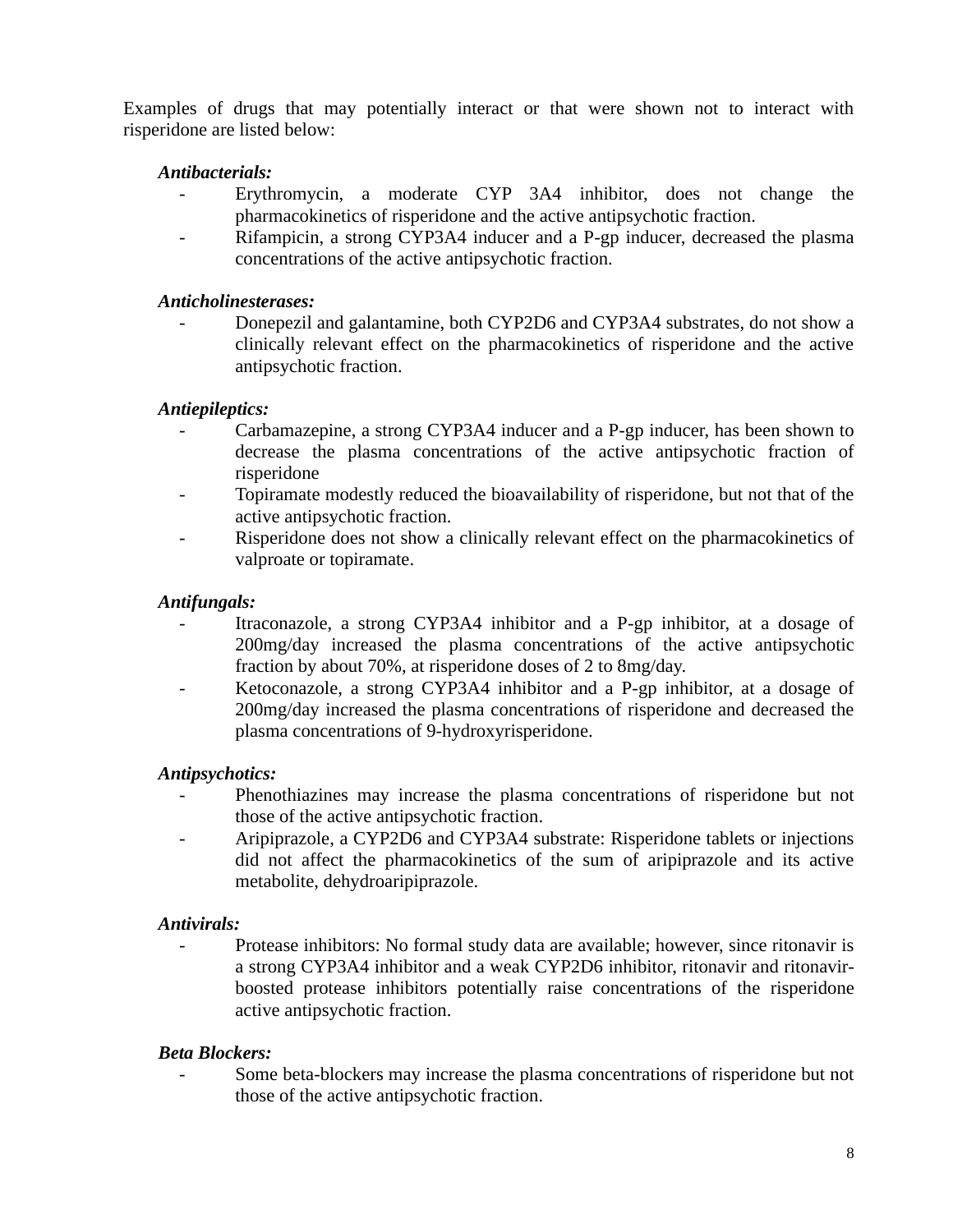Examples of drugs that may potentially interact or that were shown not to interact with risperidone are listed below:

***Antibacterials:***

- Erythromycin, a moderate CYP 3A4 inhibitor, does not change the pharmacokinetics of risperidone and the active antipsychotic fraction.
- Rifampicin, a strong CYP3A4 inducer and a P-gp inducer, decreased the plasma concentrations of the active antipsychotic fraction.

***Anticholinesterases:***

- Donepezil and galantamine, both CYP2D6 and CYP3A4 substrates, do not show a clinically relevant effect on the pharmacokinetics of risperidone and the active antipsychotic fraction.

***Antiepileptics:***

- Carbamazepine, a strong CYP3A4 inducer and a P-gp inducer, has been shown to decrease the plasma concentrations of the active antipsychotic fraction of risperidone
- Topiramate modestly reduced the bioavailability of risperidone, but not that of the active antipsychotic fraction.
- Risperidone does not show a clinically relevant effect on the pharmacokinetics of valproate or topiramate.

***Antifungals:***

- Itraconazole, a strong CYP3A4 inhibitor and a P-gp inhibitor, at a dosage of 200mg/day increased the plasma concentrations of the active antipsychotic fraction by about 70%, at risperidone doses of 2 to 8mg/day.
- Ketoconazole, a strong CYP3A4 inhibitor and a P-gp inhibitor, at a dosage of 200mg/day increased the plasma concentrations of risperidone and decreased the plasma concentrations of 9-hydroxyrisperidone.

***Antipsychotics:***

- Phenothiazines may increase the plasma concentrations of risperidone but not those of the active antipsychotic fraction.
- Aripiprazole, a CYP2D6 and CYP3A4 substrate: Risperidone tablets or injections did not affect the pharmacokinetics of the sum of aripiprazole and its active metabolite, dehydroaripiprazole.

***Antivirals:***

- Protease inhibitors: No formal study data are available; however, since ritonavir is a strong CYP3A4 inhibitor and a weak CYP2D6 inhibitor, ritonavir and ritonavir-boosted protease inhibitors potentially raise concentrations of the risperidone active antipsychotic fraction.

***Beta Blockers:***

- Some beta-blockers may increase the plasma concentrations of risperidone but not those of the active antipsychotic fraction.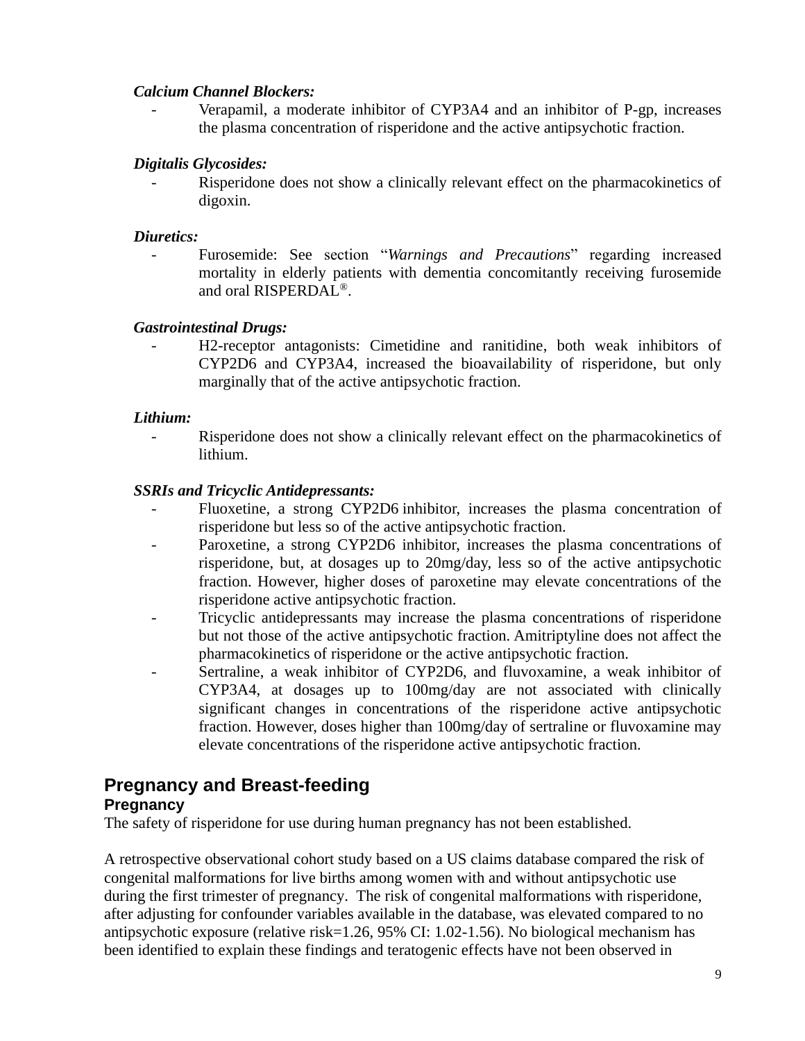***Calcium Channel Blockers:***

- Verapamil, a moderate inhibitor of CYP3A4 and an inhibitor of P-gp, increases the plasma concentration of risperidone and the active antipsychotic fraction.

***Digitalis Glycosides:***

- Risperidone does not show a clinically relevant effect on the pharmacokinetics of digoxin.

***Diuretics:***

- Furosemide: See section "*Warnings and Precautions*" regarding increased mortality in elderly patients with dementia concomitantly receiving furosemide and oral RISPERDAL®.

***Gastrointestinal Drugs:***

- H2-receptor antagonists: Cimetidine and ranitidine, both weak inhibitors of CYP2D6 and CYP3A4, increased the bioavailability of risperidone, but only marginally that of the active antipsychotic fraction.

***Lithium:***

- Risperidone does not show a clinically relevant effect on the pharmacokinetics of lithium.

***SSRIs and Tricyclic Antidepressants:***

- Fluoxetine, a strong CYP2D6 inhibitor, increases the plasma concentration of risperidone but less so of the active antipsychotic fraction.
- Paroxetine, a strong CYP2D6 inhibitor, increases the plasma concentrations of risperidone, but, at dosages up to 20mg/day, less so of the active antipsychotic fraction. However, higher doses of paroxetine may elevate concentrations of the risperidone active antipsychotic fraction.
- Tricyclic antidepressants may increase the plasma concentrations of risperidone but not those of the active antipsychotic fraction. Amitriptyline does not affect the pharmacokinetics of risperidone or the active antipsychotic fraction.
- Sertraline, a weak inhibitor of CYP2D6, and fluvoxamine, a weak inhibitor of CYP3A4, at dosages up to 100mg/day are not associated with clinically significant changes in concentrations of the risperidone active antipsychotic fraction. However, doses higher than 100mg/day of sertraline or fluvoxamine may elevate concentrations of the risperidone active antipsychotic fraction.

## Pregnancy and Breast-feeding

### Pregnancy

The safety of risperidone for use during human pregnancy has not been established.

A retrospective observational cohort study based on a US claims database compared the risk of congenital malformations for live births among women with and without antipsychotic use during the first trimester of pregnancy. The risk of congenital malformations with risperidone, after adjusting for confounder variables available in the database, was elevated compared to no antipsychotic exposure (relative risk=1.26, 95% CI: 1.02-1.56). No biological mechanism has been identified to explain these findings and teratogenic effects have not been observed in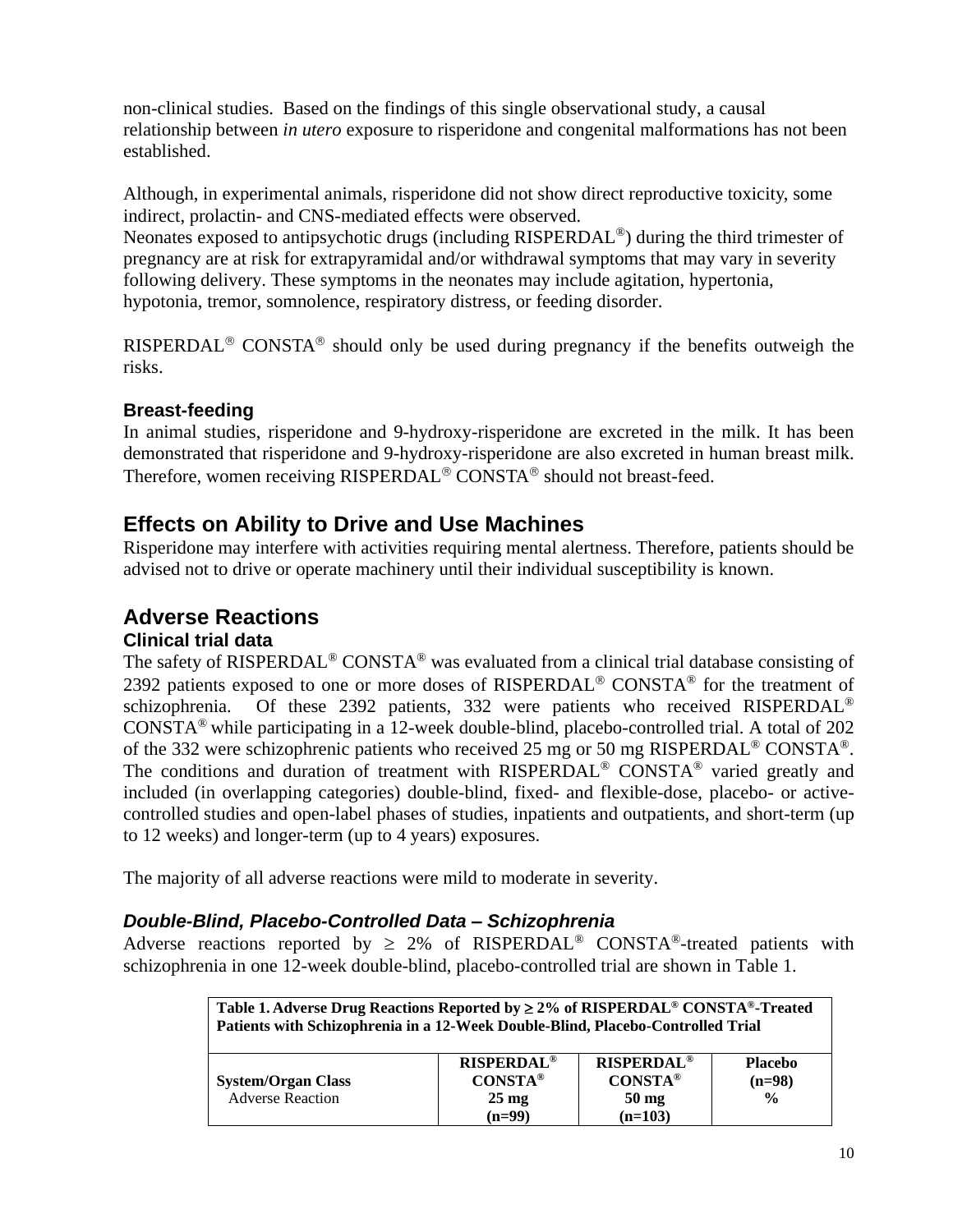non-clinical studies. Based on the findings of this single observational study, a causal relationship between *in utero* exposure to risperidone and congenital malformations has not been established.

Although, in experimental animals, risperidone did not show direct reproductive toxicity, some indirect, prolactin- and CNS-mediated effects were observed.
Neonates exposed to antipsychotic drugs (including RISPERDAL®) during the third trimester of pregnancy are at risk for extrapyramidal and/or withdrawal symptoms that may vary in severity following delivery. These symptoms in the neonates may include agitation, hypertonia, hypotonia, tremor, somnolence, respiratory distress, or feeding disorder.

RISPERDAL® CONSTA® should only be used during pregnancy if the benefits outweigh the risks.

### Breast-feeding

In animal studies, risperidone and 9-hydroxy-risperidone are excreted in the milk. It has been demonstrated that risperidone and 9-hydroxy-risperidone are also excreted in human breast milk. Therefore, women receiving RISPERDAL® CONSTA® should not breast-feed.

## Effects on Ability to Drive and Use Machines

Risperidone may interfere with activities requiring mental alertness. Therefore, patients should be advised not to drive or operate machinery until their individual susceptibility is known.

## Adverse Reactions

### Clinical trial data

The safety of RISPERDAL® CONSTA® was evaluated from a clinical trial database consisting of 2392 patients exposed to one or more doses of RISPERDAL® CONSTA® for the treatment of schizophrenia. Of these 2392 patients, 332 were patients who received RISPERDAL® CONSTA® while participating in a 12-week double-blind, placebo-controlled trial. A total of 202 of the 332 were schizophrenic patients who received 25 mg or 50 mg RISPERDAL® CONSTA®. The conditions and duration of treatment with RISPERDAL® CONSTA® varied greatly and included (in overlapping categories) double-blind, fixed- and flexible-dose, placebo- or active-controlled studies and open-label phases of studies, inpatients and outpatients, and short-term (up to 12 weeks) and longer-term (up to 4 years) exposures.

The majority of all adverse reactions were mild to moderate in severity.

### *Double-Blind, Placebo-Controlled Data – Schizophrenia*

Adverse reactions reported by ≥ 2% of RISPERDAL® CONSTA®-treated patients with schizophrenia in one 12-week double-blind, placebo-controlled trial are shown in Table 1.

**Table 1. Adverse Drug Reactions Reported by ≥ 2% of RISPERDAL® CONSTA®-Treated Patients with Schizophrenia in a 12-Week Double-Blind, Placebo-Controlled Trial**

| **System/Organ Class**<br>Adverse Reaction | **RISPERDAL® CONSTA® 25 mg (n=99)** | **RISPERDAL® CONSTA® 50 mg (n=103)** | **Placebo (n=98) %** |
|---|---|---|---|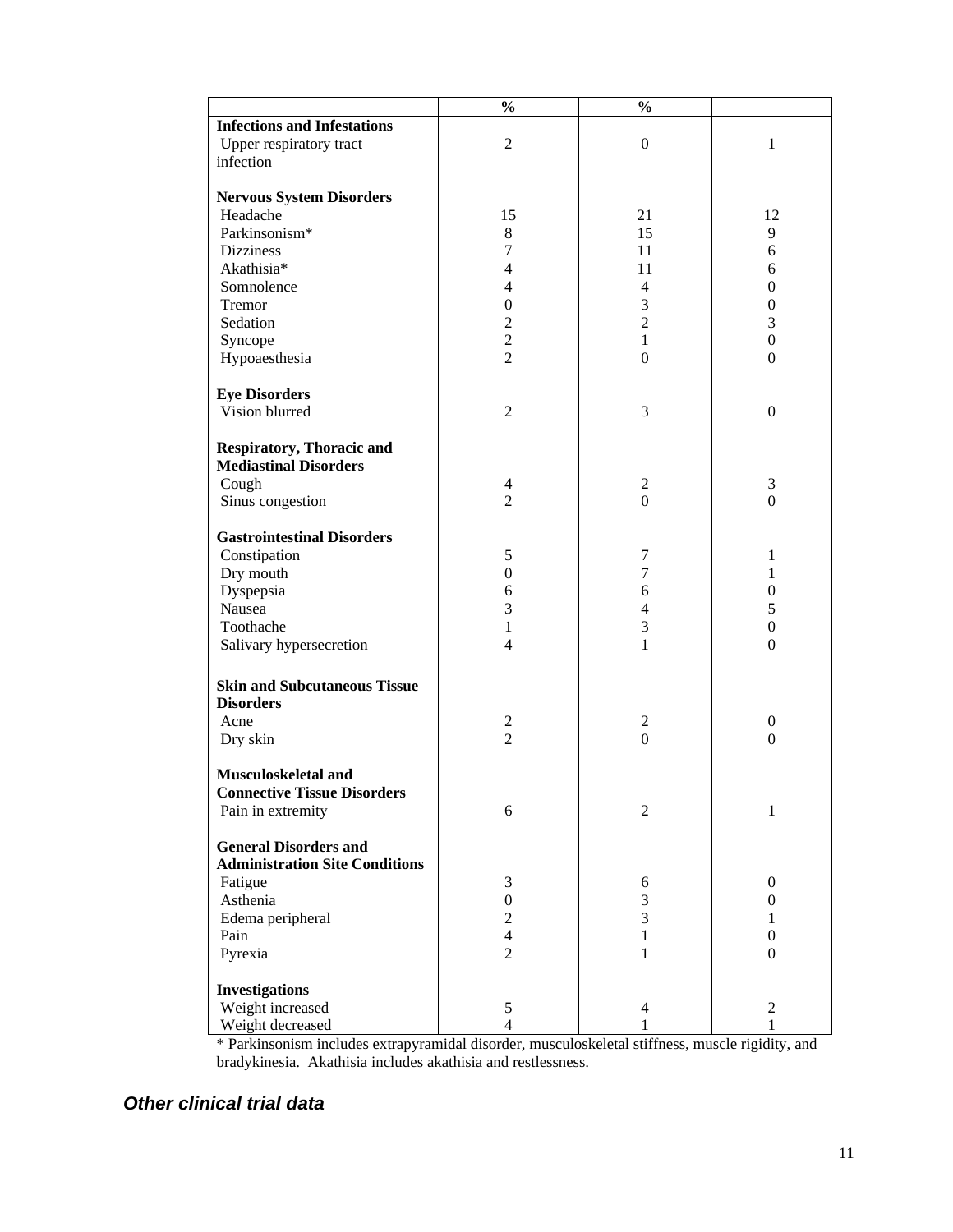| | % | % | |
|---|---|---|---|
| **Infections and Infestations** | | | |
| Upper respiratory tract infection | 2 | 0 | 1 |
| **Nervous System Disorders** | | | |
| Headache | 15 | 21 | 12 |
| Parkinsonism* | 8 | 15 | 9 |
| Dizziness | 7 | 11 | 6 |
| Akathisia* | 4 | 11 | 6 |
| Somnolence | 4 | 4 | 0 |
| Tremor | 0 | 3 | 0 |
| Sedation | 2 | 2 | 3 |
| Syncope | 2 | 1 | 0 |
| Hypoaesthesia | 2 | 0 | 0 |
| **Eye Disorders** | | | |
| Vision blurred | 2 | 3 | 0 |
| **Respiratory, Thoracic and Mediastinal Disorders** | | | |
| Cough | 4 | 2 | 3 |
| Sinus congestion | 2 | 0 | 0 |
| **Gastrointestinal Disorders** | | | |
| Constipation | 5 | 7 | 1 |
| Dry mouth | 0 | 7 | 1 |
| Dyspepsia | 6 | 6 | 0 |
| Nausea | 3 | 4 | 5 |
| Toothache | 1 | 3 | 0 |
| Salivary hypersecretion | 4 | 1 | 0 |
| **Skin and Subcutaneous Tissue Disorders** | | | |
| Acne | 2 | 2 | 0 |
| Dry skin | 2 | 0 | 0 |
| **Musculoskeletal and Connective Tissue Disorders** | | | |
| Pain in extremity | 6 | 2 | 1 |
| **General Disorders and Administration Site Conditions** | | | |
| Fatigue | 3 | 6 | 0 |
| Asthenia | 0 | 3 | 0 |
| Edema peripheral | 2 | 3 | 1 |
| Pain | 4 | 1 | 0 |
| Pyrexia | 2 | 1 | 0 |
| **Investigations** | | | |
| Weight increased | 5 | 4 | 2 |
| Weight decreased | 4 | 1 | 1 |

* Parkinsonism includes extrapyramidal disorder, musculoskeletal stiffness, muscle rigidity, and bradykinesia. Akathisia includes akathisia and restlessness.

### *Other clinical trial data*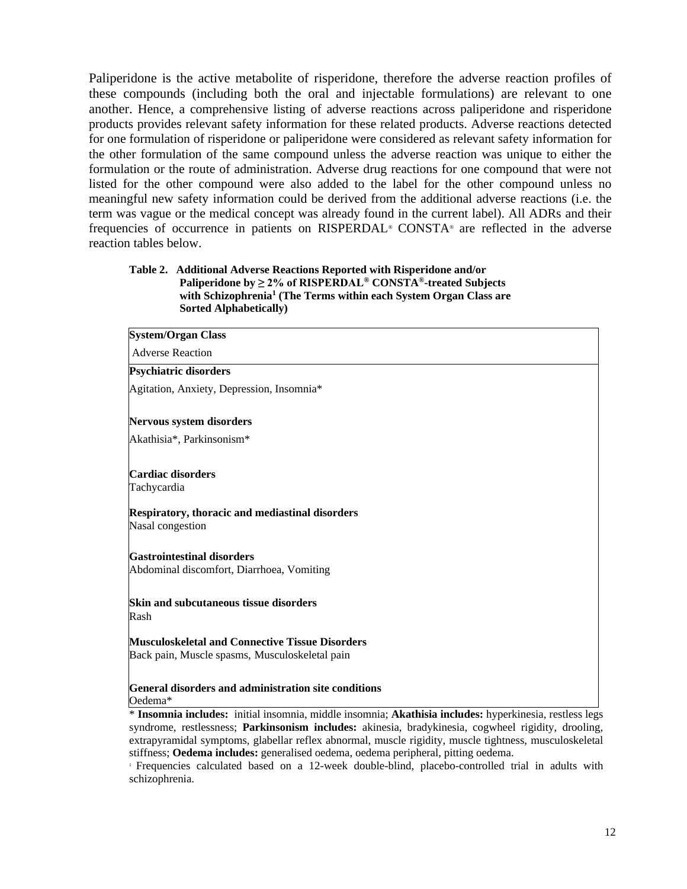Paliperidone is the active metabolite of risperidone, therefore the adverse reaction profiles of these compounds (including both the oral and injectable formulations) are relevant to one another. Hence, a comprehensive listing of adverse reactions across paliperidone and risperidone products provides relevant safety information for these related products. Adverse reactions detected for one formulation of risperidone or paliperidone were considered as relevant safety information for the other formulation of the same compound unless the adverse reaction was unique to either the formulation or the route of administration. Adverse drug reactions for one compound that were not listed for the other compound were also added to the label for the other compound unless no meaningful new safety information could be derived from the additional adverse reactions (i.e. the term was vague or the medical concept was already found in the current label). All ADRs and their frequencies of occurrence in patients on RISPERDAL® CONSTA® are reflected in the adverse reaction tables below.

**Table 2. Additional Adverse Reactions Reported with Risperidone and/or Paliperidone by ≥ 2% of RISPERDAL® CONSTA®-treated Subjects with Schizophrenia[1] (The Terms within each System Organ Class are Sorted Alphabetically)**

| **System/Organ Class**<br>Adverse Reaction |
|---|
| **Psychiatric disorders** |
| Agitation, Anxiety, Depression, Insomnia* |
| **Nervous system disorders** |
| Akathisia*, Parkinsonism* |
| **Cardiac disorders** |
| Tachycardia |
| **Respiratory, thoracic and mediastinal disorders** |
| Nasal congestion |
| **Gastrointestinal disorders** |
| Abdominal discomfort, Diarrhoea, Vomiting |
| **Skin and subcutaneous tissue disorders** |
| Rash |
| **Musculoskeletal and Connective Tissue Disorders** |
| Back pain, Muscle spasms, Musculoskeletal pain |
| **General disorders and administration site conditions** |
| Oedema* |

\* **Insomnia includes:** initial insomnia, middle insomnia; **Akathisia includes:** hyperkinesia, restless legs syndrome, restlessness; **Parkinsonism includes:** akinesia, bradykinesia, cogwheel rigidity, drooling, extrapyramidal symptoms, glabellar reflex abnormal, muscle rigidity, muscle tightness, musculoskeletal stiffness; **Oedema includes:** generalised oedema, oedema peripheral, pitting oedema.

[1] Frequencies calculated based on a 12-week double-blind, placebo-controlled trial in adults with schizophrenia.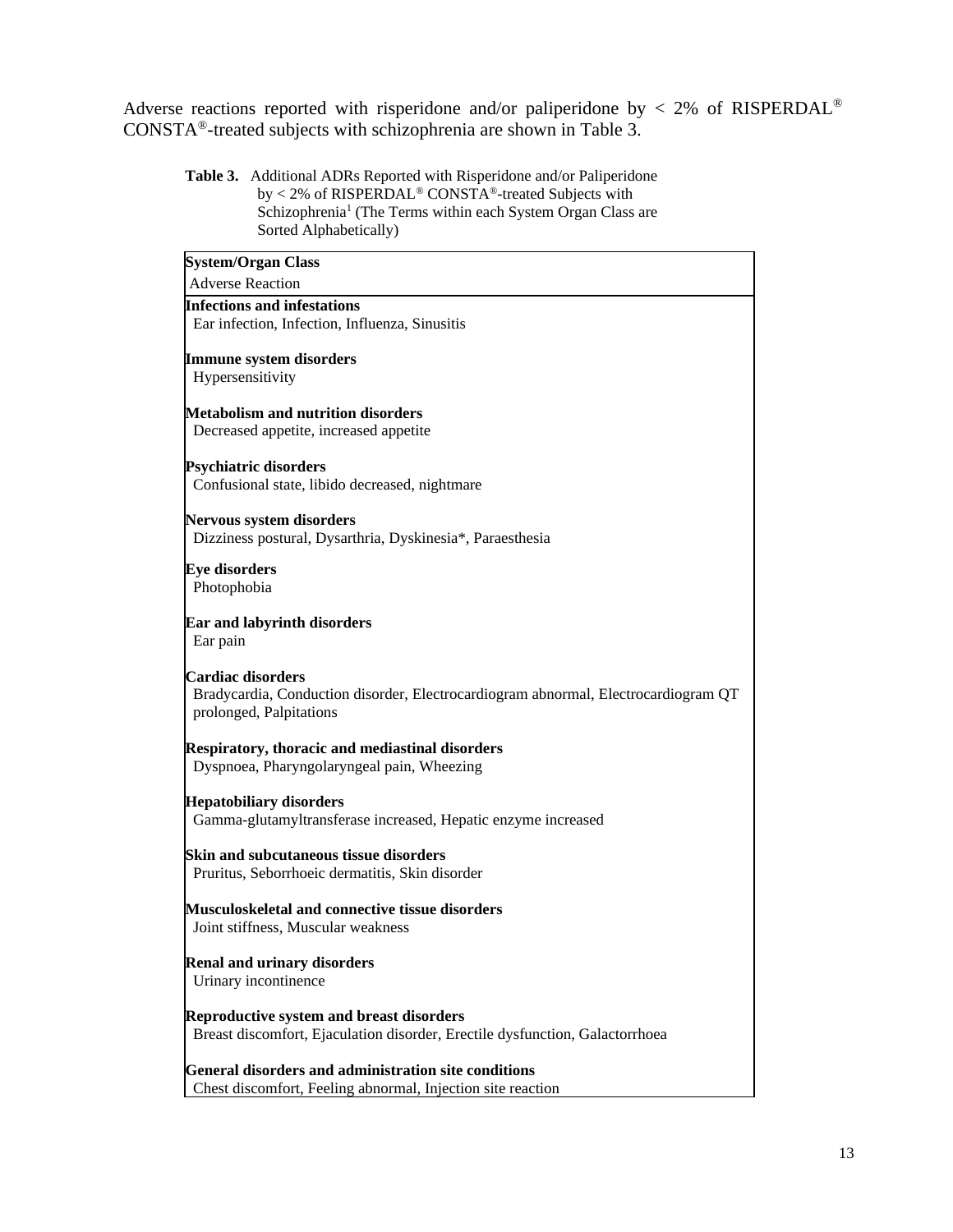Adverse reactions reported with risperidone and/or paliperidone by < 2% of RISPERDAL® CONSTA®-treated subjects with schizophrenia are shown in Table 3.

**Table 3.** Additional ADRs Reported with Risperidone and/or Paliperidone by < 2% of RISPERDAL® CONSTA®-treated Subjects with Schizophrenia[1] (The Terms within each System Organ Class are Sorted Alphabetically)

| System/Organ Class<br>Adverse Reaction |
|---|
| **Infections and infestations**<br>Ear infection, Infection, Influenza, Sinusitis |
| **Immune system disorders**<br>Hypersensitivity |
| **Metabolism and nutrition disorders**<br>Decreased appetite, increased appetite |
| **Psychiatric disorders**<br>Confusional state, libido decreased, nightmare |
| **Nervous system disorders**<br>Dizziness postural, Dysarthria, Dyskinesia*, Paraesthesia |
| **Eye disorders**<br>Photophobia |
| **Ear and labyrinth disorders**<br>Ear pain |
| **Cardiac disorders**<br>Bradycardia, Conduction disorder, Electrocardiogram abnormal, Electrocardiogram QT prolonged, Palpitations |
| **Respiratory, thoracic and mediastinal disorders**<br>Dyspnoea, Pharyngolaryngeal pain, Wheezing |
| **Hepatobiliary disorders**<br>Gamma-glutamyltransferase increased, Hepatic enzyme increased |
| **Skin and subcutaneous tissue disorders**<br>Pruritus, Seborrhoeic dermatitis, Skin disorder |
| **Musculoskeletal and connective tissue disorders**<br>Joint stiffness, Muscular weakness |
| **Renal and urinary disorders**<br>Urinary incontinence |
| **Reproductive system and breast disorders**<br>Breast discomfort, Ejaculation disorder, Erectile dysfunction, Galactorrhoea |
| **General disorders and administration site conditions**<br>Chest discomfort, Feeling abnormal, Injection site reaction |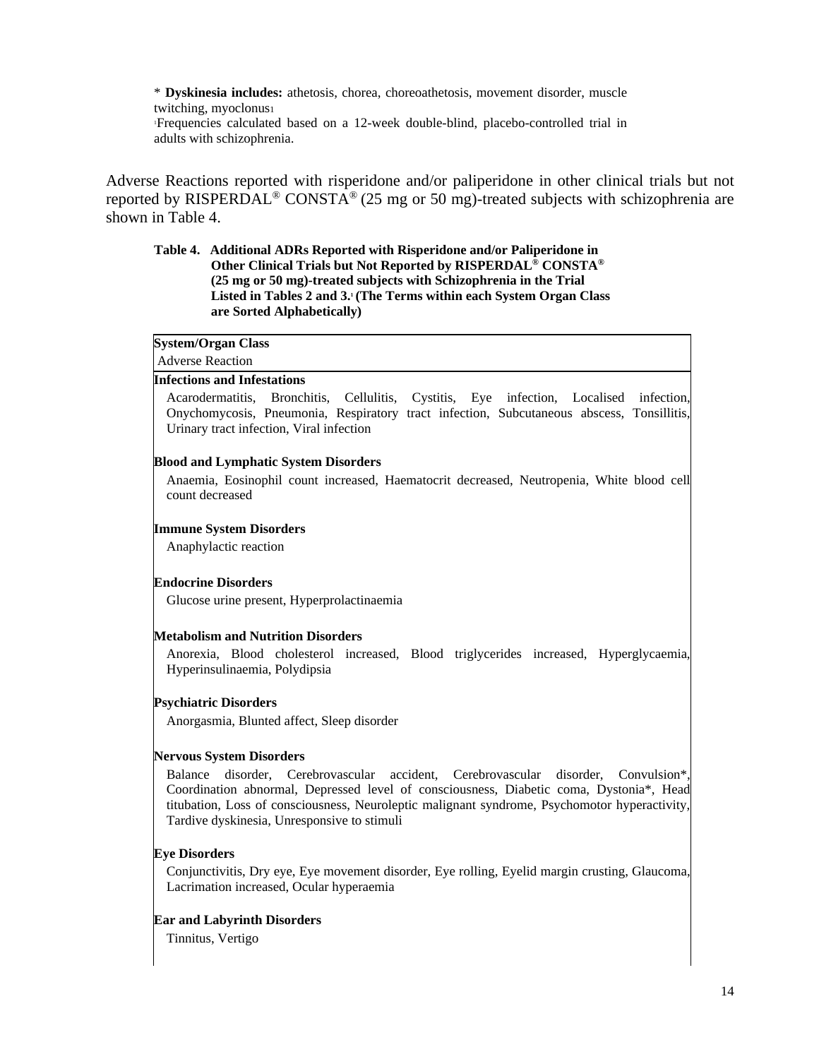* **Dyskinesia includes:** athetosis, chorea, choreoathetosis, movement disorder, muscle twitching, myoclonus[1]

[1]Frequencies calculated based on a 12-week double-blind, placebo-controlled trial in adults with schizophrenia.

Adverse Reactions reported with risperidone and/or paliperidone in other clinical trials but not reported by RISPERDAL® CONSTA® (25 mg or 50 mg)-treated subjects with schizophrenia are shown in Table 4.

**Table 4. Additional ADRs Reported with Risperidone and/or Paliperidone in Other Clinical Trials but Not Reported by RISPERDAL® CONSTA® (25 mg or 50 mg)-treated subjects with Schizophrenia in the Trial Listed in Tables 2 and 3.[1] (The Terms within each System Organ Class are Sorted Alphabetically)**

| System/Organ Class<br>Adverse Reaction |
|---|
| **Infections and Infestations** |
| Acarodermatitis, Bronchitis, Cellulitis, Cystitis, Eye infection, Localised infection, Onychomycosis, Pneumonia, Respiratory tract infection, Subcutaneous abscess, Tonsillitis, Urinary tract infection, Viral infection |
| **Blood and Lymphatic System Disorders** |
| Anaemia, Eosinophil count increased, Haematocrit decreased, Neutropenia, White blood cell count decreased |
| **Immune System Disorders** |
| Anaphylactic reaction |
| **Endocrine Disorders** |
| Glucose urine present, Hyperprolactinaemia |
| **Metabolism and Nutrition Disorders** |
| Anorexia, Blood cholesterol increased, Blood triglycerides increased, Hyperglycaemia, Hyperinsulinaemia, Polydipsia |
| **Psychiatric Disorders** |
| Anorgasmia, Blunted affect, Sleep disorder |
| **Nervous System Disorders** |
| Balance disorder, Cerebrovascular accident, Cerebrovascular disorder, Convulsion*, Coordination abnormal, Depressed level of consciousness, Diabetic coma, Dystonia*, Head titubation, Loss of consciousness, Neuroleptic malignant syndrome, Psychomotor hyperactivity, Tardive dyskinesia, Unresponsive to stimuli |
| **Eye Disorders** |
| Conjunctivitis, Dry eye, Eye movement disorder, Eye rolling, Eyelid margin crusting, Glaucoma, Lacrimation increased, Ocular hyperaemia |
| **Ear and Labyrinth Disorders** |
| Tinnitus, Vertigo |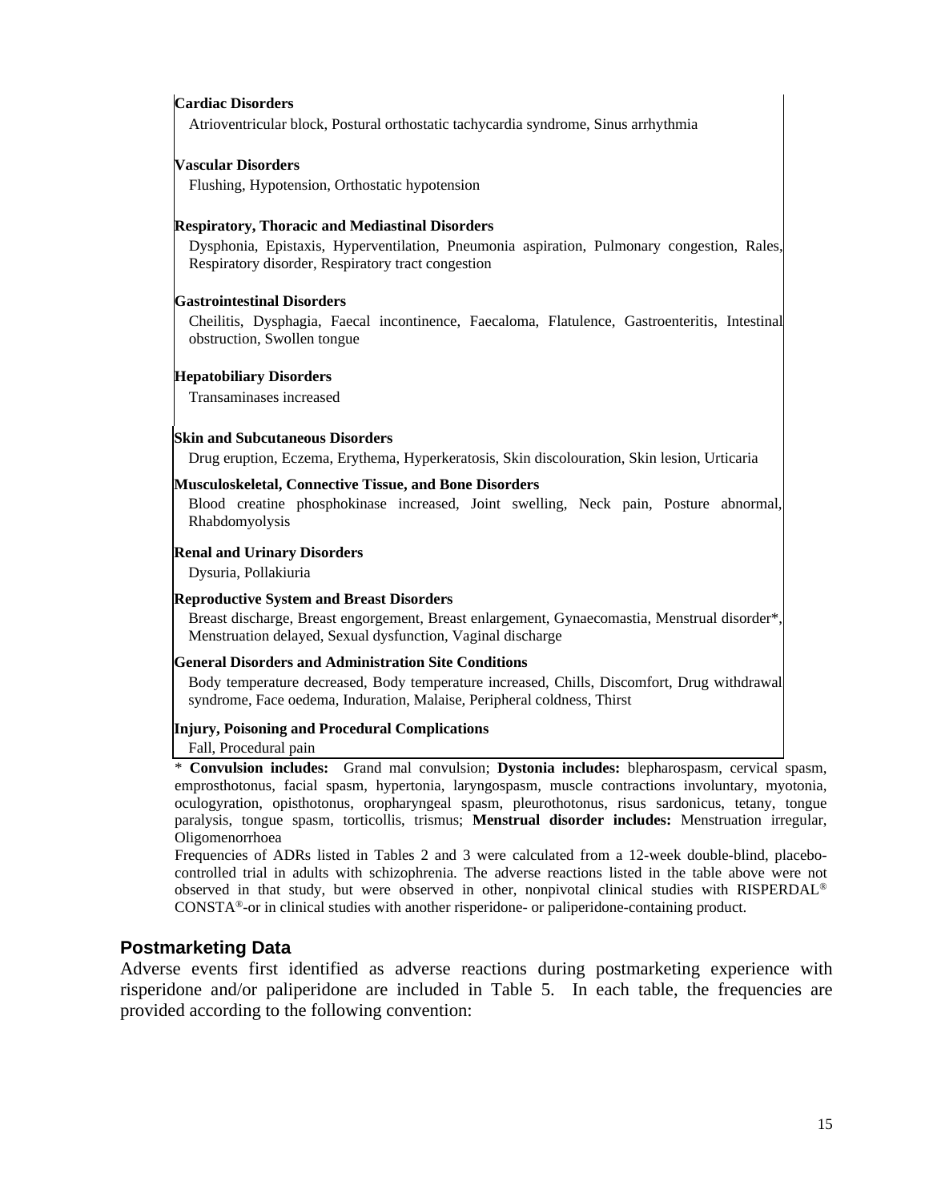**Cardiac Disorders**

Atrioventricular block, Postural orthostatic tachycardia syndrome, Sinus arrhythmia

**Vascular Disorders**

Flushing, Hypotension, Orthostatic hypotension

**Respiratory, Thoracic and Mediastinal Disorders**

Dysphonia, Epistaxis, Hyperventilation, Pneumonia aspiration, Pulmonary congestion, Rales, Respiratory disorder, Respiratory tract congestion

**Gastrointestinal Disorders**

Cheilitis, Dysphagia, Faecal incontinence, Faecaloma, Flatulence, Gastroenteritis, Intestinal obstruction, Swollen tongue

**Hepatobiliary Disorders**

Transaminases increased

**Skin and Subcutaneous Disorders**

Drug eruption, Eczema, Erythema, Hyperkeratosis, Skin discolouration, Skin lesion, Urticaria

**Musculoskeletal, Connective Tissue, and Bone Disorders**

Blood creatine phosphokinase increased, Joint swelling, Neck pain, Posture abnormal, Rhabdomyolysis

**Renal and Urinary Disorders**

Dysuria, Pollakiuria

**Reproductive System and Breast Disorders**

Breast discharge, Breast engorgement, Breast enlargement, Gynaecomastia, Menstrual disorder*, Menstruation delayed, Sexual dysfunction, Vaginal discharge

**General Disorders and Administration Site Conditions**

Body temperature decreased, Body temperature increased, Chills, Discomfort, Drug withdrawal syndrome, Face oedema, Induration, Malaise, Peripheral coldness, Thirst

**Injury, Poisoning and Procedural Complications**

Fall, Procedural pain

\* **Convulsion includes:** Grand mal convulsion; **Dystonia includes:** blepharospasm, cervical spasm, emprosthotonus, facial spasm, hypertonia, laryngospasm, muscle contractions involuntary, myotonia, oculogyration, opisthotonus, oropharyngeal spasm, pleurothotonus, risus sardonicus, tetany, tongue paralysis, tongue spasm, torticollis, trismus; **Menstrual disorder includes:** Menstruation irregular, Oligomenorrhoea

Frequencies of ADRs listed in Tables 2 and 3 were calculated from a 12-week double-blind, placebo-controlled trial in adults with schizophrenia. The adverse reactions listed in the table above were not observed in that study, but were observed in other, nonpivotal clinical studies with RISPERDAL® CONSTA®-or in clinical studies with another risperidone- or paliperidone-containing product.

## Postmarketing Data

Adverse events first identified as adverse reactions during postmarketing experience with risperidone and/or paliperidone are included in Table 5. In each table, the frequencies are provided according to the following convention: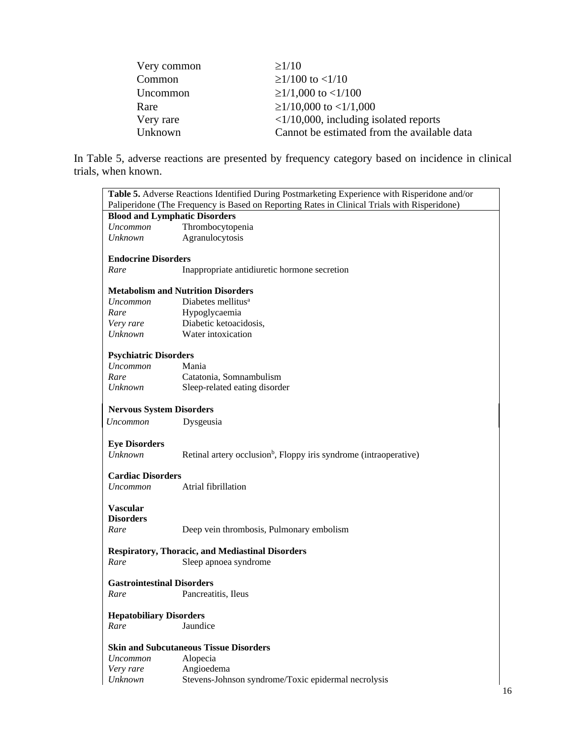| | |
|---|---|
| Very common | ≥1/10 |
| Common | ≥1/100 to <1/10 |
| Uncommon | ≥1/1,000 to <1/100 |
| Rare | ≥1/10,000 to <1/1,000 |
| Very rare | <1/10,000, including isolated reports |
| Unknown | Cannot be estimated from the available data |

In Table 5, adverse reactions are presented by frequency category based on incidence in clinical trials, when known.

**Table 5.** Adverse Reactions Identified During Postmarketing Experience with Risperidone and/or Paliperidone (The Frequency is Based on Reporting Rates in Clinical Trials with Risperidone)

| | |
|---|---|
| **Blood and Lymphatic Disorders** | |
| *Uncommon* | Thrombocytopenia |
| *Unknown* | Agranulocytosis |
| **Endocrine Disorders** | |
| *Rare* | Inappropriate antidiuretic hormone secretion |
| **Metabolism and Nutrition Disorders** | |
| *Uncommon* | Diabetes mellitus[a] |
| *Rare* | Hypoglycaemia |
| *Very rare* | Diabetic ketoacidosis, |
| *Unknown* | Water intoxication |
| **Psychiatric Disorders** | |
| *Uncommon* | Mania |
| *Rare* | Catatonia, Somnambulism |
| *Unknown* | Sleep-related eating disorder |
| **Nervous System Disorders** | |
| *Uncommon* | Dysgeusia |
| **Eye Disorders** | |
| *Unknown* | Retinal artery occlusion[b], Floppy iris syndrome (intraoperative) |
| **Cardiac Disorders** | |
| *Uncommon* | Atrial fibrillation |
| **Vascular Disorders** | |
| *Rare* | Deep vein thrombosis, Pulmonary embolism |
| **Respiratory, Thoracic, and Mediastinal Disorders** | |
| *Rare* | Sleep apnoea syndrome |
| **Gastrointestinal Disorders** | |
| *Rare* | Pancreatitis, Ileus |
| **Hepatobiliary Disorders** | |
| *Rare* | Jaundice |
| **Skin and Subcutaneous Tissue Disorders** | |
| *Uncommon* | Alopecia |
| *Very rare* | Angioedema |
| *Unknown* | Stevens-Johnson syndrome/Toxic epidermal necrolysis |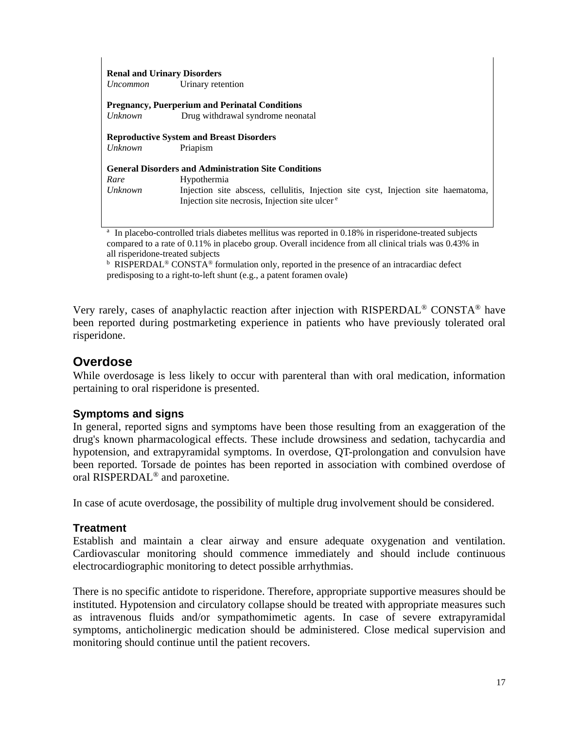**Renal and Urinary Disorders**

| | |
|---|---|
| *Uncommon* | Urinary retention |

**Pregnancy, Puerperium and Perinatal Conditions**

| | |
|---|---|
| *Unknown* | Drug withdrawal syndrome neonatal |

**Reproductive System and Breast Disorders**

| | |
|---|---|
| *Unknown* | Priapism |

**General Disorders and Administration Site Conditions**

| | |
|---|---|
| *Rare* | Hypothermia |
| *Unknown* | Injection site abscess, cellulitis, Injection site cyst, Injection site haematoma, Injection site necrosis, Injection site ulcer [e] |

[a] In placebo-controlled trials diabetes mellitus was reported in 0.18% in risperidone-treated subjects compared to a rate of 0.11% in placebo group. Overall incidence from all clinical trials was 0.43% in all risperidone-treated subjects

[b] RISPERDAL® CONSTA® formulation only, reported in the presence of an intracardiac defect predisposing to a right-to-left shunt (e.g., a patent foramen ovale)

Very rarely, cases of anaphylactic reaction after injection with RISPERDAL® CONSTA® have been reported during postmarketing experience in patients who have previously tolerated oral risperidone.

## Overdose

While overdosage is less likely to occur with parenteral than with oral medication, information pertaining to oral risperidone is presented.

### Symptoms and signs

In general, reported signs and symptoms have been those resulting from an exaggeration of the drug's known pharmacological effects. These include drowsiness and sedation, tachycardia and hypotension, and extrapyramidal symptoms. In overdose, QT-prolongation and convulsion have been reported. Torsade de pointes has been reported in association with combined overdose of oral RISPERDAL® and paroxetine.

In case of acute overdosage, the possibility of multiple drug involvement should be considered.

### Treatment

Establish and maintain a clear airway and ensure adequate oxygenation and ventilation. Cardiovascular monitoring should commence immediately and should include continuous electrocardiographic monitoring to detect possible arrhythmias.

There is no specific antidote to risperidone. Therefore, appropriate supportive measures should be instituted. Hypotension and circulatory collapse should be treated with appropriate measures such as intravenous fluids and/or sympathomimetic agents. In case of severe extrapyramidal symptoms, anticholinergic medication should be administered. Close medical supervision and monitoring should continue until the patient recovers.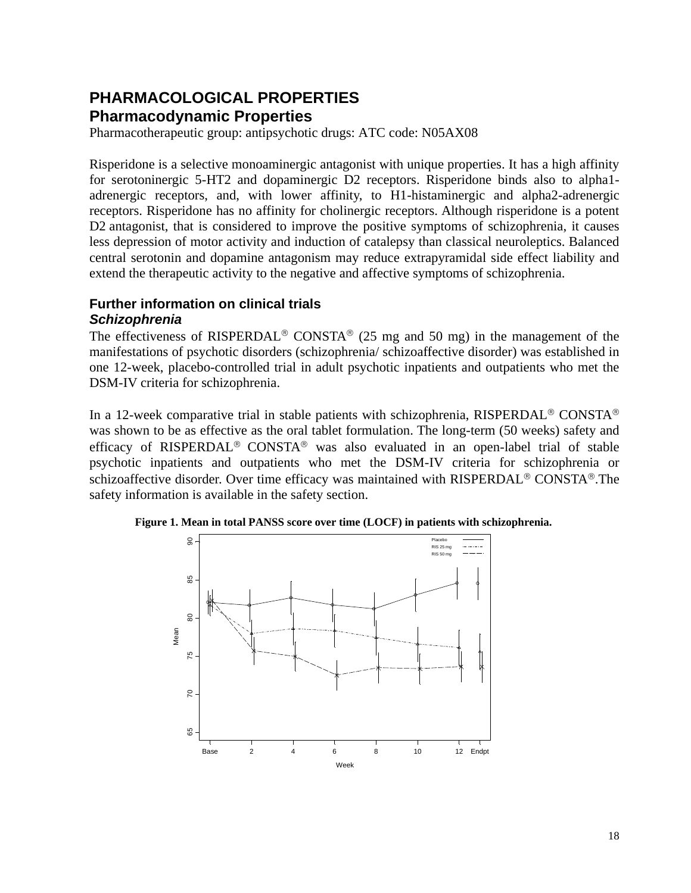# PHARMACOLOGICAL PROPERTIES

## Pharmacodynamic Properties

Pharmacotherapeutic group: antipsychotic drugs: ATC code: N05AX08

Risperidone is a selective monoaminergic antagonist with unique properties. It has a high affinity for serotoninergic 5-HT2 and dopaminergic D2 receptors. Risperidone binds also to alpha1-adrenergic receptors, and, with lower affinity, to H1-histaminergic and alpha2-adrenergic receptors. Risperidone has no affinity for cholinergic receptors. Although risperidone is a potent D2 antagonist, that is considered to improve the positive symptoms of schizophrenia, it causes less depression of motor activity and induction of catalepsy than classical neuroleptics. Balanced central serotonin and dopamine antagonism may reduce extrapyramidal side effect liability and extend the therapeutic activity to the negative and affective symptoms of schizophrenia.

### Further information on clinical trials

#### *Schizophrenia*

The effectiveness of RISPERDAL® CONSTA® (25 mg and 50 mg) in the management of the manifestations of psychotic disorders (schizophrenia/ schizoaffective disorder) was established in one 12-week, placebo-controlled trial in adult psychotic inpatients and outpatients who met the DSM-IV criteria for schizophrenia.

In a 12-week comparative trial in stable patients with schizophrenia, RISPERDAL® CONSTA® was shown to be as effective as the oral tablet formulation. The long-term (50 weeks) safety and efficacy of RISPERDAL® CONSTA® was also evaluated in an open-label trial of stable psychotic inpatients and outpatients who met the DSM-IV criteria for schizophrenia or schizoaffective disorder. Over time efficacy was maintained with RISPERDAL® CONSTA®.The safety information is available in the safety section.

**Figure 1. Mean in total PANSS score over time (LOCF) in patients with schizophrenia.**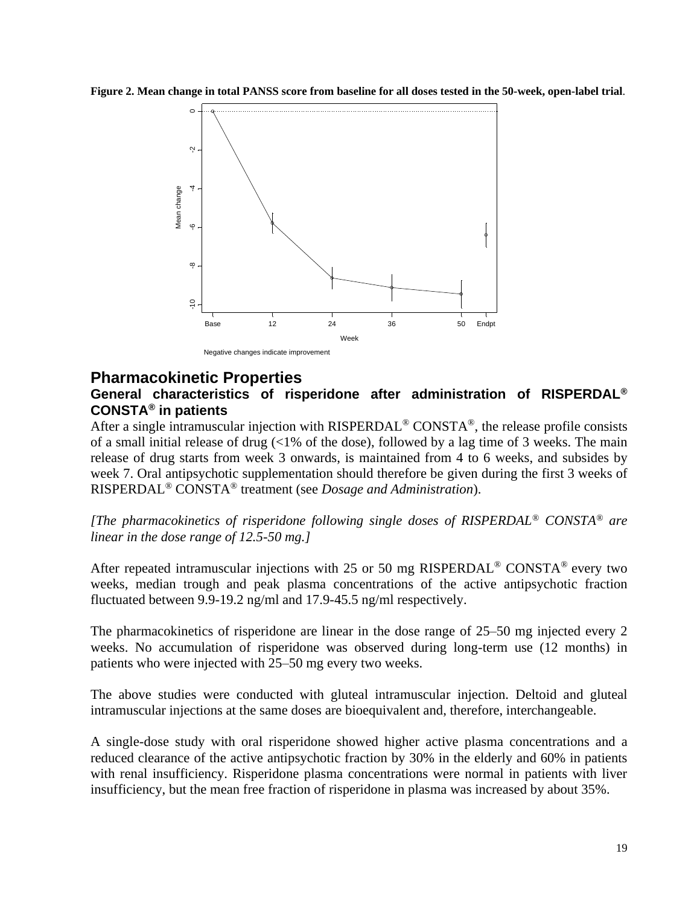**Figure 2. Mean change in total PANSS score from baseline for all doses tested in the 50-week, open-label trial**.

Negative changes indicate improvement

## Pharmacokinetic Properties

### General characteristics of risperidone after administration of RISPERDAL® CONSTA® in patients

After a single intramuscular injection with RISPERDAL® CONSTA®, the release profile consists of a small initial release of drug (<1% of the dose), followed by a lag time of 3 weeks. The main release of drug starts from week 3 onwards, is maintained from 4 to 6 weeks, and subsides by week 7. Oral antipsychotic supplementation should therefore be given during the first 3 weeks of RISPERDAL® CONSTA® treatment (see *Dosage and Administration*).

*[The pharmacokinetics of risperidone following single doses of RISPERDAL® CONSTA® are linear in the dose range of 12.5-50 mg.]*

After repeated intramuscular injections with 25 or 50 mg RISPERDAL® CONSTA® every two weeks, median trough and peak plasma concentrations of the active antipsychotic fraction fluctuated between 9.9-19.2 ng/ml and 17.9-45.5 ng/ml respectively.

The pharmacokinetics of risperidone are linear in the dose range of 25–50 mg injected every 2 weeks. No accumulation of risperidone was observed during long-term use (12 months) in patients who were injected with 25–50 mg every two weeks.

The above studies were conducted with gluteal intramuscular injection. Deltoid and gluteal intramuscular injections at the same doses are bioequivalent and, therefore, interchangeable.

A single-dose study with oral risperidone showed higher active plasma concentrations and a reduced clearance of the active antipsychotic fraction by 30% in the elderly and 60% in patients with renal insufficiency. Risperidone plasma concentrations were normal in patients with liver insufficiency, but the mean free fraction of risperidone in plasma was increased by about 35%.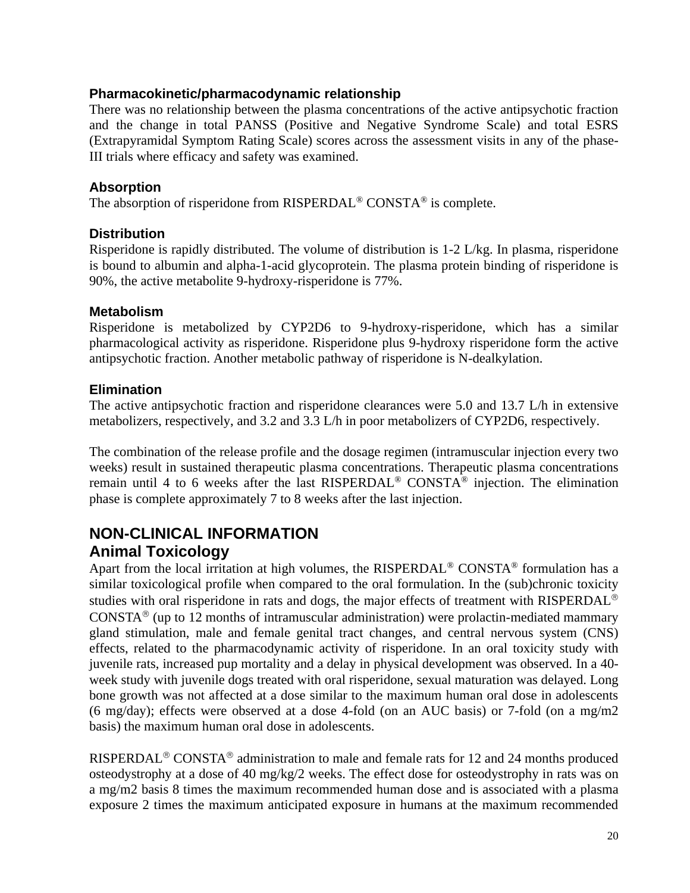### Pharmacokinetic/pharmacodynamic relationship

There was no relationship between the plasma concentrations of the active antipsychotic fraction and the change in total PANSS (Positive and Negative Syndrome Scale) and total ESRS (Extrapyramidal Symptom Rating Scale) scores across the assessment visits in any of the phase-III trials where efficacy and safety was examined.

### Absorption

The absorption of risperidone from RISPERDAL® CONSTA® is complete.

### Distribution

Risperidone is rapidly distributed. The volume of distribution is 1-2 L/kg. In plasma, risperidone is bound to albumin and alpha-1-acid glycoprotein. The plasma protein binding of risperidone is 90%, the active metabolite 9-hydroxy-risperidone is 77%.

### Metabolism

Risperidone is metabolized by CYP2D6 to 9-hydroxy-risperidone, which has a similar pharmacological activity as risperidone. Risperidone plus 9-hydroxy risperidone form the active antipsychotic fraction. Another metabolic pathway of risperidone is N-dealkylation.

### Elimination

The active antipsychotic fraction and risperidone clearances were 5.0 and 13.7 L/h in extensive metabolizers, respectively, and 3.2 and 3.3 L/h in poor metabolizers of CYP2D6, respectively.

The combination of the release profile and the dosage regimen (intramuscular injection every two weeks) result in sustained therapeutic plasma concentrations. Therapeutic plasma concentrations remain until 4 to 6 weeks after the last RISPERDAL® CONSTA® injection. The elimination phase is complete approximately 7 to 8 weeks after the last injection.

## NON-CLINICAL INFORMATION

## Animal Toxicology

Apart from the local irritation at high volumes, the RISPERDAL® CONSTA® formulation has a similar toxicological profile when compared to the oral formulation. In the (sub)chronic toxicity studies with oral risperidone in rats and dogs, the major effects of treatment with RISPERDAL® CONSTA® (up to 12 months of intramuscular administration) were prolactin-mediated mammary gland stimulation, male and female genital tract changes, and central nervous system (CNS) effects, related to the pharmacodynamic activity of risperidone. In an oral toxicity study with juvenile rats, increased pup mortality and a delay in physical development was observed. In a 40-week study with juvenile dogs treated with oral risperidone, sexual maturation was delayed. Long bone growth was not affected at a dose similar to the maximum human oral dose in adolescents (6 mg/day); effects were observed at a dose 4-fold (on an AUC basis) or 7-fold (on a mg/m2 basis) the maximum human oral dose in adolescents.

RISPERDAL® CONSTA® administration to male and female rats for 12 and 24 months produced osteodystrophy at a dose of 40 mg/kg/2 weeks. The effect dose for osteodystrophy in rats was on a mg/m2 basis 8 times the maximum recommended human dose and is associated with a plasma exposure 2 times the maximum anticipated exposure in humans at the maximum recommended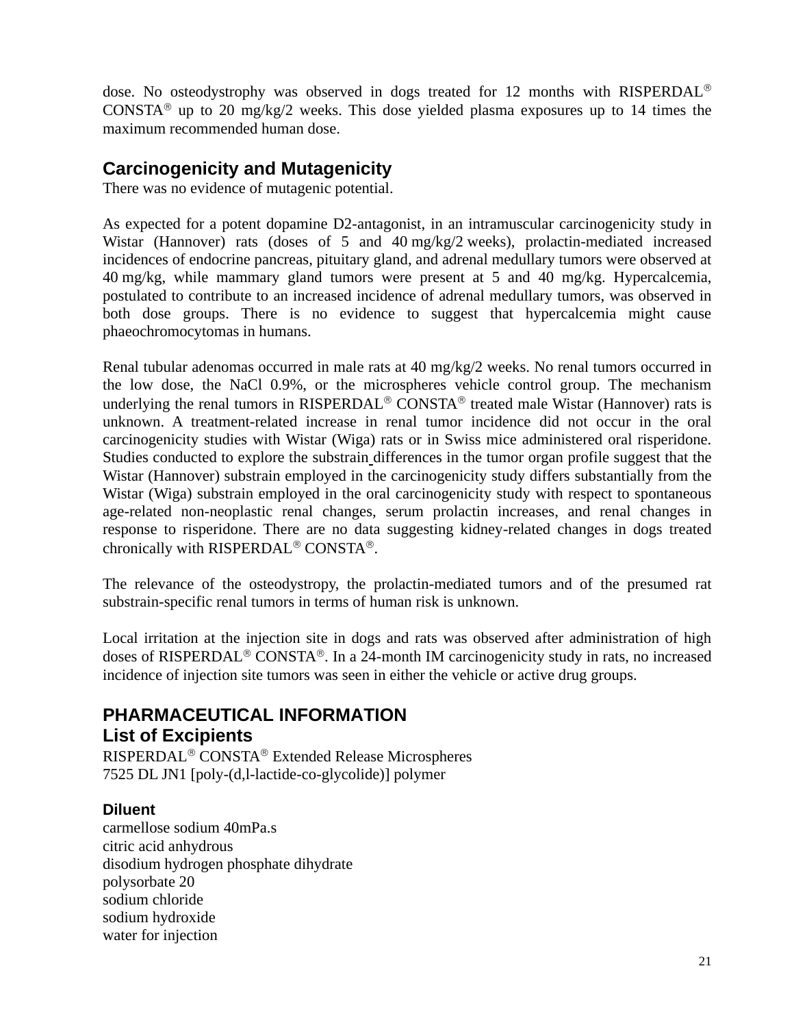dose. No osteodystrophy was observed in dogs treated for 12 months with RISPERDAL® CONSTA® up to 20 mg/kg/2 weeks. This dose yielded plasma exposures up to 14 times the maximum recommended human dose.

## Carcinogenicity and Mutagenicity

There was no evidence of mutagenic potential.

As expected for a potent dopamine D2-antagonist, in an intramuscular carcinogenicity study in Wistar (Hannover) rats (doses of 5 and 40 mg/kg/2 weeks), prolactin-mediated increased incidences of endocrine pancreas, pituitary gland, and adrenal medullary tumors were observed at 40 mg/kg, while mammary gland tumors were present at 5 and 40 mg/kg. Hypercalcemia, postulated to contribute to an increased incidence of adrenal medullary tumors, was observed in both dose groups. There is no evidence to suggest that hypercalcemia might cause phaeochromocytomas in humans.

Renal tubular adenomas occurred in male rats at 40 mg/kg/2 weeks. No renal tumors occurred in the low dose, the NaCl 0.9%, or the microspheres vehicle control group. The mechanism underlying the renal tumors in RISPERDAL® CONSTA® treated male Wistar (Hannover) rats is unknown. A treatment-related increase in renal tumor incidence did not occur in the oral carcinogenicity studies with Wistar (Wiga) rats or in Swiss mice administered oral risperidone. Studies conducted to explore the substrain differences in the tumor organ profile suggest that the Wistar (Hannover) substrain employed in the carcinogenicity study differs substantially from the Wistar (Wiga) substrain employed in the oral carcinogenicity study with respect to spontaneous age-related non-neoplastic renal changes, serum prolactin increases, and renal changes in response to risperidone. There are no data suggesting kidney-related changes in dogs treated chronically with RISPERDAL® CONSTA®.

The relevance of the osteodystropy, the prolactin-mediated tumors and of the presumed rat substrain-specific renal tumors in terms of human risk is unknown.

Local irritation at the injection site in dogs and rats was observed after administration of high doses of RISPERDAL® CONSTA®. In a 24-month IM carcinogenicity study in rats, no increased incidence of injection site tumors was seen in either the vehicle or active drug groups.

# PHARMACEUTICAL INFORMATION

## List of Excipients

RISPERDAL® CONSTA® Extended Release Microspheres
7525 DL JN1 [poly-(d,l-lactide-co-glycolide)] polymer

### Diluent

carmellose sodium 40mPa.s
citric acid anhydrous
disodium hydrogen phosphate dihydrate
polysorbate 20
sodium chloride
sodium hydroxide
water for injection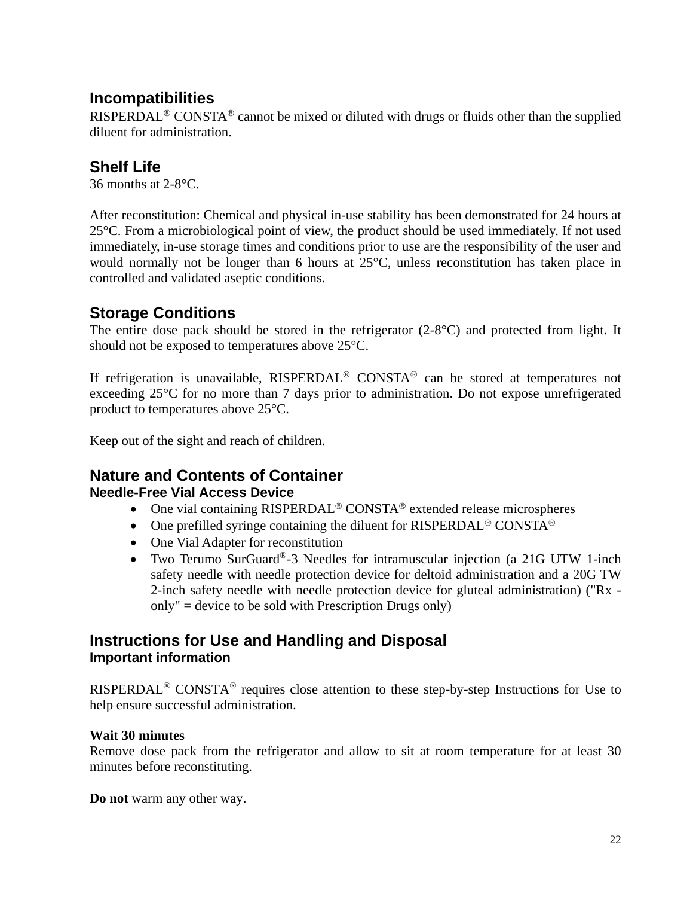## Incompatibilities

RISPERDAL® CONSTA® cannot be mixed or diluted with drugs or fluids other than the supplied diluent for administration.

## Shelf Life

36 months at 2-8°C.

After reconstitution: Chemical and physical in-use stability has been demonstrated for 24 hours at 25°C. From a microbiological point of view, the product should be used immediately. If not used immediately, in-use storage times and conditions prior to use are the responsibility of the user and would normally not be longer than 6 hours at 25°C, unless reconstitution has taken place in controlled and validated aseptic conditions.

## Storage Conditions

The entire dose pack should be stored in the refrigerator (2-8°C) and protected from light. It should not be exposed to temperatures above 25°C.

If refrigeration is unavailable, RISPERDAL® CONSTA® can be stored at temperatures not exceeding 25°C for no more than 7 days prior to administration. Do not expose unrefrigerated product to temperatures above 25°C.

Keep out of the sight and reach of children.

## Nature and Contents of Container

### Needle-Free Vial Access Device

- One vial containing RISPERDAL® CONSTA® extended release microspheres
- One prefilled syringe containing the diluent for RISPERDAL® CONSTA®
- One Vial Adapter for reconstitution
- Two Terumo SurGuard®-3 Needles for intramuscular injection (a 21G UTW 1-inch safety needle with needle protection device for deltoid administration and a 20G TW 2-inch safety needle with needle protection device for gluteal administration) ("Rx - only" = device to be sold with Prescription Drugs only)

## Instructions for Use and Handling and Disposal

### Important information

---

RISPERDAL® CONSTA® requires close attention to these step-by-step Instructions for Use to help ensure successful administration.

**Wait 30 minutes**
Remove dose pack from the refrigerator and allow to sit at room temperature for at least 30 minutes before reconstituting.

**Do not** warm any other way.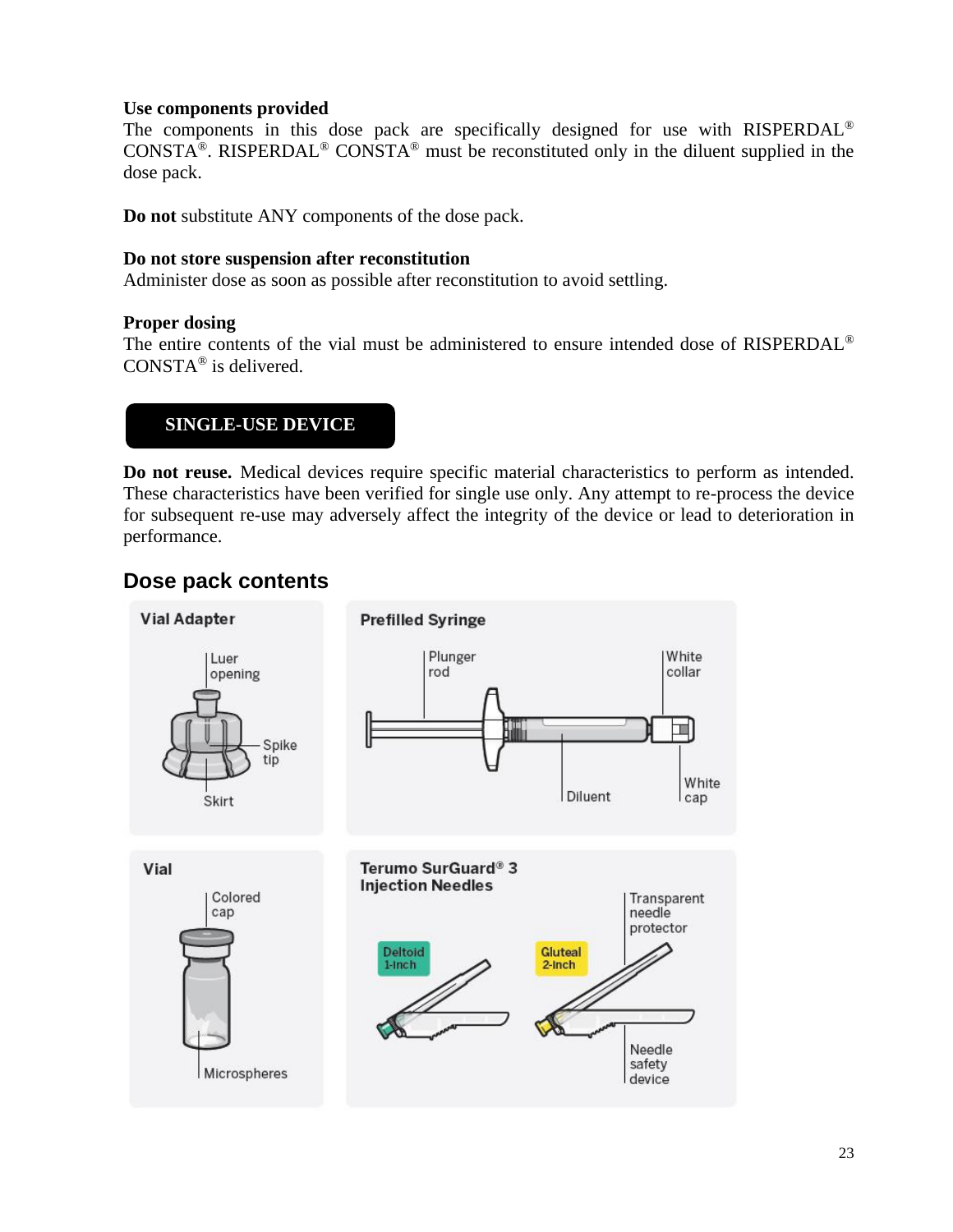**Use components provided**

The components in this dose pack are specifically designed for use with RISPERDAL® CONSTA®. RISPERDAL® CONSTA® must be reconstituted only in the diluent supplied in the dose pack.

**Do not** substitute ANY components of the dose pack.

**Do not store suspension after reconstitution**

Administer dose as soon as possible after reconstitution to avoid settling.

**Proper dosing**

The entire contents of the vial must be administered to ensure intended dose of RISPERDAL® CONSTA® is delivered.

**SINGLE-USE DEVICE**

**Do not reuse.** Medical devices require specific material characteristics to perform as intended. These characteristics have been verified for single use only. Any attempt to re-process the device for subsequent re-use may adversely affect the integrity of the device or lead to deterioration in performance.

## Dose pack contents

**Vial Adapter**

Luer opening

Spike tip

Skirt

**Prefilled Syringe**

Plunger rod

White collar

Diluent

White cap

**Vial**

Colored cap

Microspheres

**Terumo SurGuard® 3 Injection Needles**

Deltoid 1-inch

Gluteal 2-inch

Transparent needle protector

Needle safety device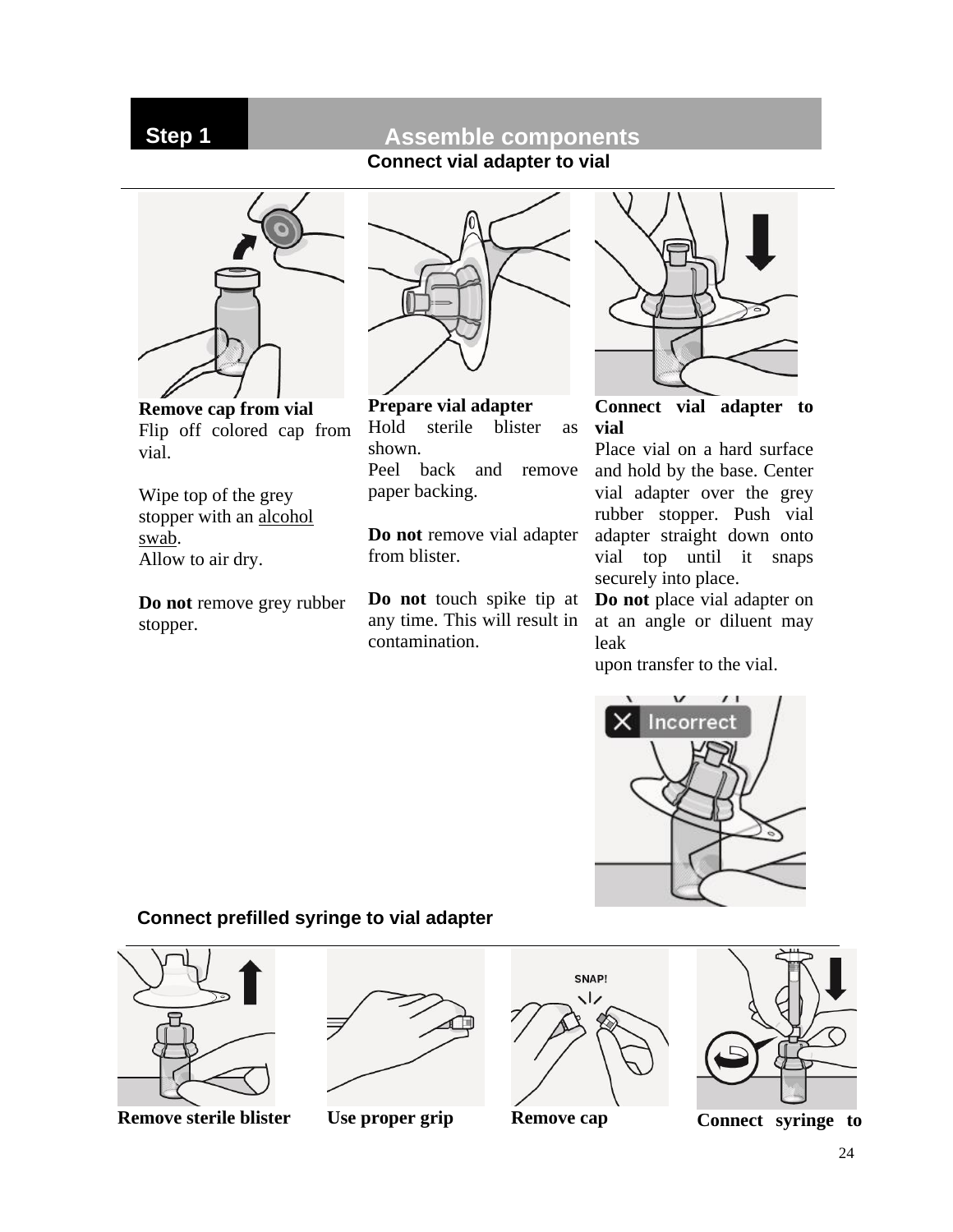## Step 1 Assemble components

### Connect vial adapter to vial

**Remove cap from vial**
Flip off colored cap from vial.

Wipe top of the grey stopper with an alcohol swab.
Allow to air dry.

**Do not** remove grey rubber stopper.

**Prepare vial adapter**
Hold sterile blister as shown.
Peel back and remove paper backing.

**Do not** remove vial adapter from blister.

**Do not** touch spike tip at any time. This will result in contamination.

**Connect vial adapter to vial**
Place vial on a hard surface and hold by the base. Center vial adapter over the grey rubber stopper. Push vial adapter straight down onto vial top until it snaps securely into place.
**Do not** place vial adapter on at an angle or diluent may leak
upon transfer to the vial.

Incorrect

### Connect prefilled syringe to vial adapter

**Remove sterile blister**

**Use proper grip**

SNAP!

**Remove cap**

**Connect syringe to**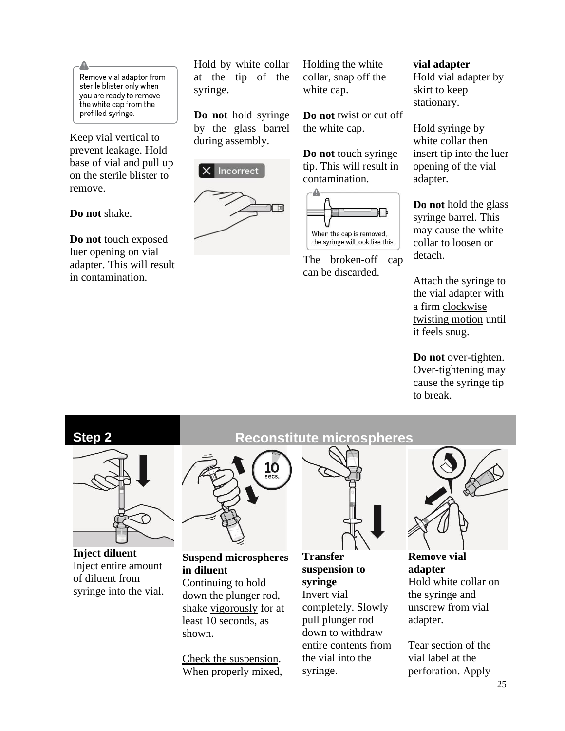Remove vial adaptor from sterile blister only when you are ready to remove the white cap from the prefilled syringe.

Keep vial vertical to prevent leakage. Hold base of vial and pull up on the sterile blister to remove.

**Do not** shake.

**Do not** touch exposed luer opening on vial adapter. This will result in contamination.

Hold by white collar at the tip of the syringe.

**Do not** hold syringe by the glass barrel during assembly.

Incorrect

Holding the white collar, snap off the white cap.

**Do not** twist or cut off the white cap.

**Do not** touch syringe tip. This will result in contamination.

When the cap is removed, the syringe will look like this.

The broken-off cap can be discarded.

**vial adapter**

Hold vial adapter by skirt to keep stationary.

Hold syringe by white collar then insert tip into the luer opening of the vial adapter.

**Do not** hold the glass syringe barrel. This may cause the white collar to loosen or detach.

Attach the syringe to the vial adapter with a firm clockwise twisting motion until it feels snug.

**Do not** over-tighten. Over-tightening may cause the syringe tip to break.

## Step 2 Reconstitute microspheres

**Inject diluent**
Inject entire amount of diluent from syringe into the vial.

**Suspend microspheres in diluent**
Continuing to hold down the plunger rod, shake vigorously for at least 10 seconds, as shown.

10 secs.

Check the suspension. When properly mixed,

**Transfer suspension to syringe**
Invert vial completely. Slowly pull plunger rod down to withdraw entire contents from the vial into the syringe.

**Remove vial adapter**
Hold white collar on the syringe and unscrew from vial adapter.

Tear section of the vial label at the perforation. Apply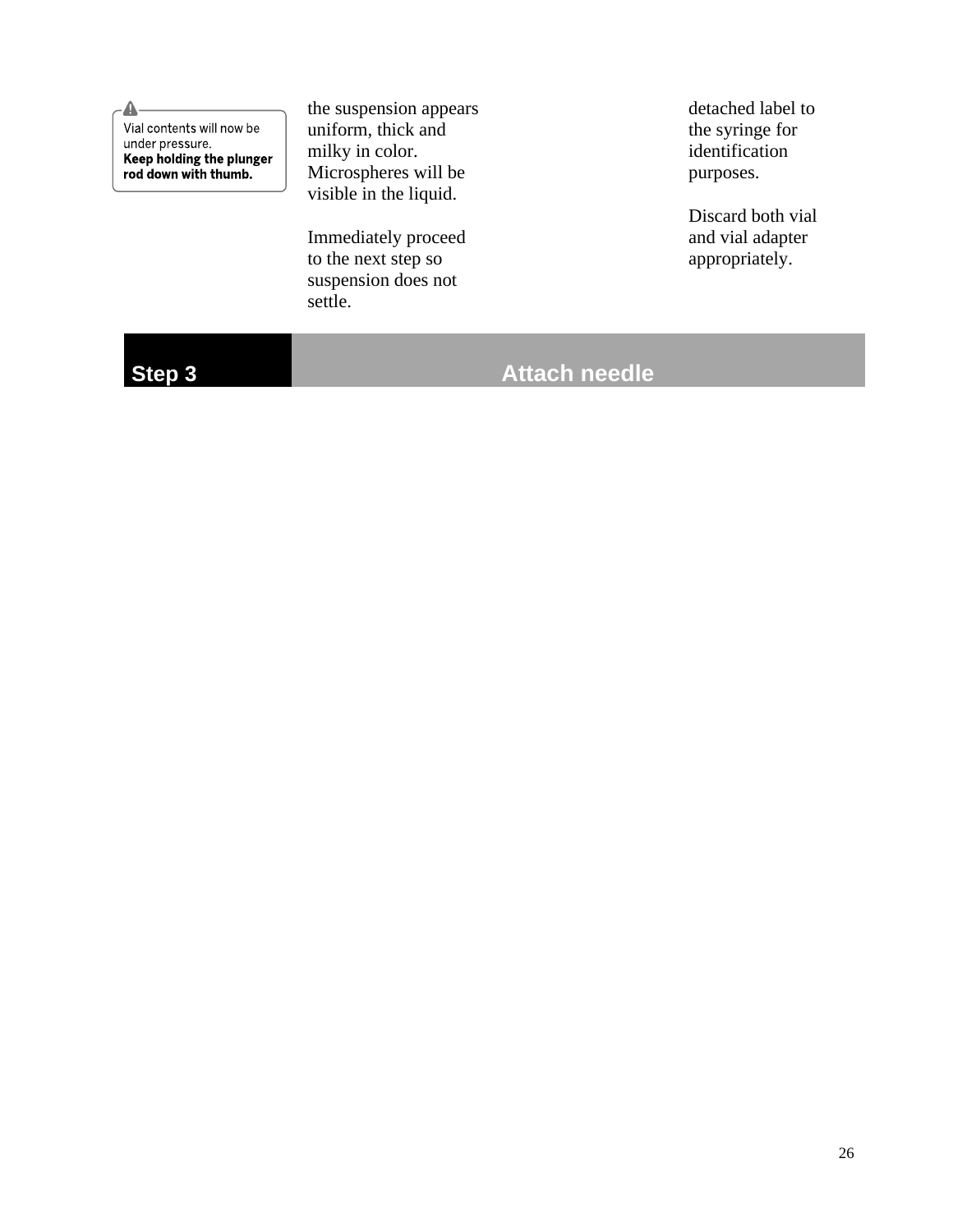| | | |
|---|---|---|
| ⚠ Vial contents will now be under pressure. **Keep holding the plunger rod down with thumb.** | the suspension appears uniform, thick and milky in color. Microspheres will be visible in the liquid.<br><br>Immediately proceed to the next step so suspension does not settle. | detached label to the syringe for identification purposes.<br><br>Discard both vial and vial adapter appropriately. |

| **Step 3** | **Attach needle** |
|---|---|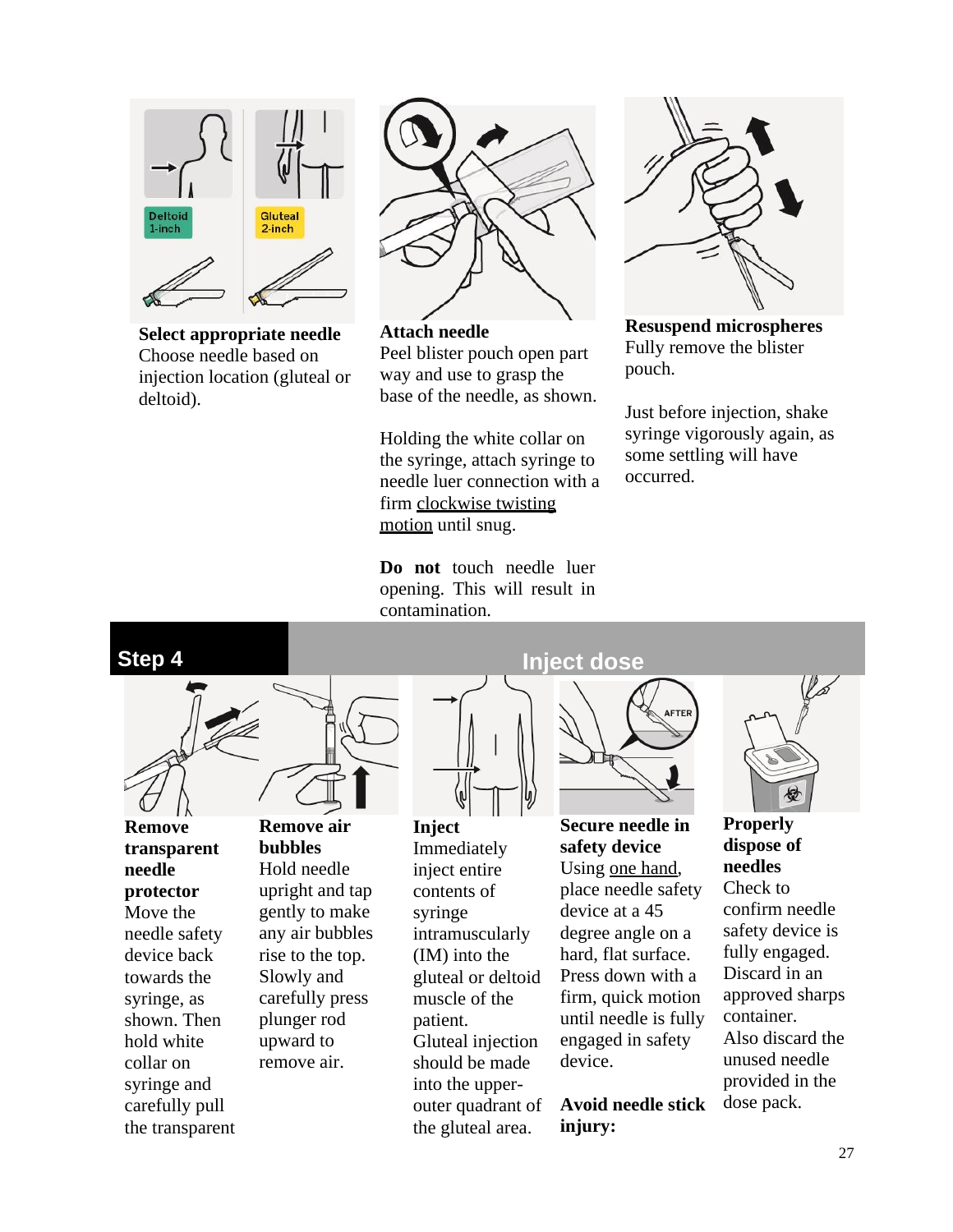Deltoid 1-inch

Gluteal 2-inch

**Select appropriate needle**
Choose needle based on injection location (gluteal or deltoid).

**Attach needle**
Peel blister pouch open part way and use to grasp the base of the needle, as shown.

Holding the white collar on the syringe, attach syringe to needle luer connection with a firm clockwise twisting motion until snug.

**Do not** touch needle luer opening. This will result in contamination.

**Resuspend microspheres**
Fully remove the blister pouch.

Just before injection, shake syringe vigorously again, as some settling will have occurred.

## Step 4 Inject dose

**Remove transparent needle protector**
Move the needle safety device back towards the syringe, as shown. Then hold white collar on syringe and carefully pull the transparent

**Remove air bubbles**
Hold needle upright and tap gently to make any air bubbles rise to the top. Slowly and carefully press plunger rod upward to remove air.

**Inject**
Immediately inject entire contents of syringe intramuscularly (IM) into the gluteal or deltoid muscle of the patient. Gluteal injection should be made into the upper-outer quadrant of the gluteal area.

AFTER

**Secure needle in safety device**
Using one hand, place needle safety device at a 45 degree angle on a hard, flat surface. Press down with a firm, quick motion until needle is fully engaged in safety device.

**Avoid needle stick injury:**

**Properly dispose of needles**
Check to confirm needle safety device is fully engaged. Discard in an approved sharps container. Also discard the unused needle provided in the dose pack.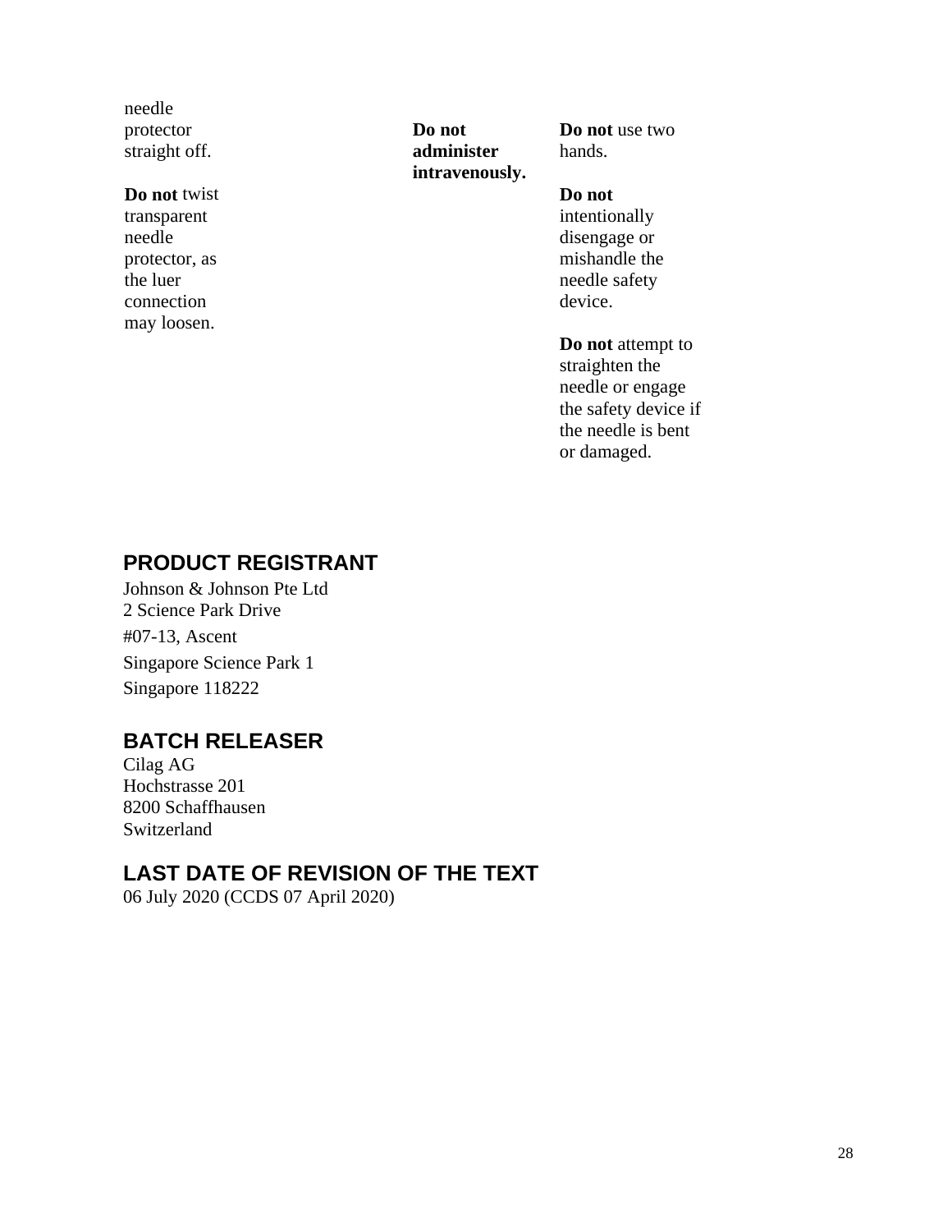needle protector straight off.

**Do not** twist transparent needle protector, as the luer connection may loosen.

**Do not administer intravenously.**

**Do not** use two hands.

**Do not** intentionally disengage or mishandle the needle safety device.

**Do not** attempt to straighten the needle or engage the safety device if the needle is bent or damaged.

## PRODUCT REGISTRANT

Johnson & Johnson Pte Ltd
2 Science Park Drive
#07-13, Ascent
Singapore Science Park 1
Singapore 118222

## BATCH RELEASER

Cilag AG
Hochstrasse 201
8200 Schaffhausen
Switzerland

## LAST DATE OF REVISION OF THE TEXT

06 July 2020 (CCDS 07 April 2020)